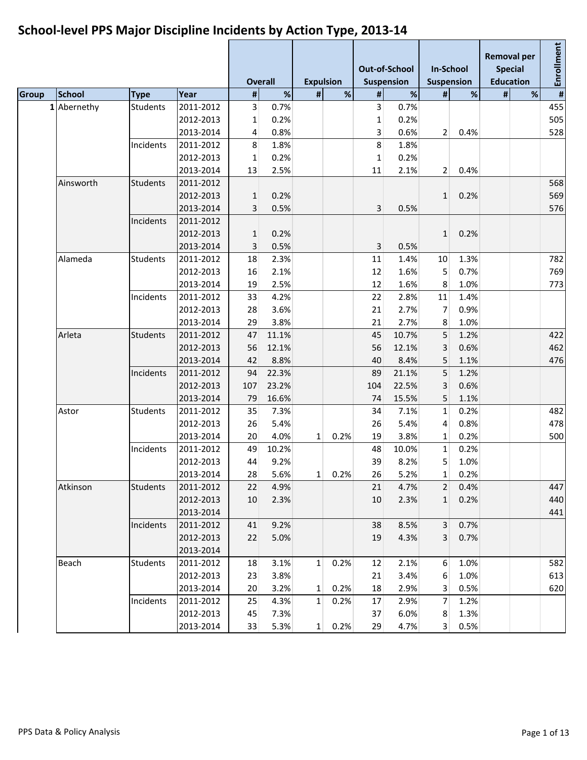# School-level PPS Major Discipline Incidents by Action Type, 2013-14

| | | | | Overall | | Expulsion | | Out-of-School Suspension | | In-School Suspension | | Removal per Special Education | | Enrollment |
|---|---|---|---|---|---|---|---|---|---|---|---|---|---|---|
| Group | School | Type | Year | # | % | # | % | # | % | # | % | # | % | # |
| 1 | Abernethy | Students | 2011-2012 | 3 | 0.7% | | | 3 | 0.7% | | | | | 455 |
| | | | 2012-2013 | 1 | 0.2% | | | 1 | 0.2% | | | | | 505 |
| | | | 2013-2014 | 4 | 0.8% | | | 3 | 0.6% | 2 | 0.4% | | | 528 |
| | | Incidents | 2011-2012 | 8 | 1.8% | | | 8 | 1.8% | | | | | |
| | | | 2012-2013 | 1 | 0.2% | | | 1 | 0.2% | | | | | |
| | | | 2013-2014 | 13 | 2.5% | | | 11 | 2.1% | 2 | 0.4% | | | |
| | Ainsworth | Students | 2011-2012 | | | | | | | | | | | 568 |
| | | | 2012-2013 | 1 | 0.2% | | | | | 1 | 0.2% | | | 569 |
| | | | 2013-2014 | 3 | 0.5% | | | 3 | 0.5% | | | | | 576 |
| | | Incidents | 2011-2012 | | | | | | | | | | | |
| | | | 2012-2013 | 1 | 0.2% | | | | | 1 | 0.2% | | | |
| | | | 2013-2014 | 3 | 0.5% | | | 3 | 0.5% | | | | | |
| | Alameda | Students | 2011-2012 | 18 | 2.3% | | | 11 | 1.4% | 10 | 1.3% | | | 782 |
| | | | 2012-2013 | 16 | 2.1% | | | 12 | 1.6% | 5 | 0.7% | | | 769 |
| | | | 2013-2014 | 19 | 2.5% | | | 12 | 1.6% | 8 | 1.0% | | | 773 |
| | | Incidents | 2011-2012 | 33 | 4.2% | | | 22 | 2.8% | 11 | 1.4% | | | |
| | | | 2012-2013 | 28 | 3.6% | | | 21 | 2.7% | 7 | 0.9% | | | |
| | | | 2013-2014 | 29 | 3.8% | | | 21 | 2.7% | 8 | 1.0% | | | |
| | Arleta | Students | 2011-2012 | 47 | 11.1% | | | 45 | 10.7% | 5 | 1.2% | | | 422 |
| | | | 2012-2013 | 56 | 12.1% | | | 56 | 12.1% | 3 | 0.6% | | | 462 |
| | | | 2013-2014 | 42 | 8.8% | | | 40 | 8.4% | 5 | 1.1% | | | 476 |
| | | Incidents | 2011-2012 | 94 | 22.3% | | | 89 | 21.1% | 5 | 1.2% | | | |
| | | | 2012-2013 | 107 | 23.2% | | | 104 | 22.5% | 3 | 0.6% | | | |
| | | | 2013-2014 | 79 | 16.6% | | | 74 | 15.5% | 5 | 1.1% | | | |
| | Astor | Students | 2011-2012 | 35 | 7.3% | | | 34 | 7.1% | 1 | 0.2% | | | 482 |
| | | | 2012-2013 | 26 | 5.4% | | | 26 | 5.4% | 4 | 0.8% | | | 478 |
| | | | 2013-2014 | 20 | 4.0% | 1 | 0.2% | 19 | 3.8% | 1 | 0.2% | | | 500 |
| | | Incidents | 2011-2012 | 49 | 10.2% | | | 48 | 10.0% | 1 | 0.2% | | | |
| | | | 2012-2013 | 44 | 9.2% | | | 39 | 8.2% | 5 | 1.0% | | | |
| | | | 2013-2014 | 28 | 5.6% | 1 | 0.2% | 26 | 5.2% | 1 | 0.2% | | | |
| | Atkinson | Students | 2011-2012 | 22 | 4.9% | | | 21 | 4.7% | 2 | 0.4% | | | 447 |
| | | | 2012-2013 | 10 | 2.3% | | | 10 | 2.3% | 1 | 0.2% | | | 440 |
| | | | 2013-2014 | | | | | | | | | | | 441 |
| | | Incidents | 2011-2012 | 41 | 9.2% | | | 38 | 8.5% | 3 | 0.7% | | | |
| | | | 2012-2013 | 22 | 5.0% | | | 19 | 4.3% | 3 | 0.7% | | | |
| | | | 2013-2014 | | | | | | | | | | | |
| | Beach | Students | 2011-2012 | 18 | 3.1% | 1 | 0.2% | 12 | 2.1% | 6 | 1.0% | | | 582 |
| | | | 2012-2013 | 23 | 3.8% | | | 21 | 3.4% | 6 | 1.0% | | | 613 |
| | | | 2013-2014 | 20 | 3.2% | 1 | 0.2% | 18 | 2.9% | 3 | 0.5% | | | 620 |
| | | Incidents | 2011-2012 | 25 | 4.3% | 1 | 0.2% | 17 | 2.9% | 7 | 1.2% | | | |
| | | | 2012-2013 | 45 | 7.3% | | | 37 | 6.0% | 8 | 1.3% | | | |
| | | | 2013-2014 | 33 | 5.3% | 1 | 0.2% | 29 | 4.7% | 3 | 0.5% | | | |

PPS Data & Policy Analysis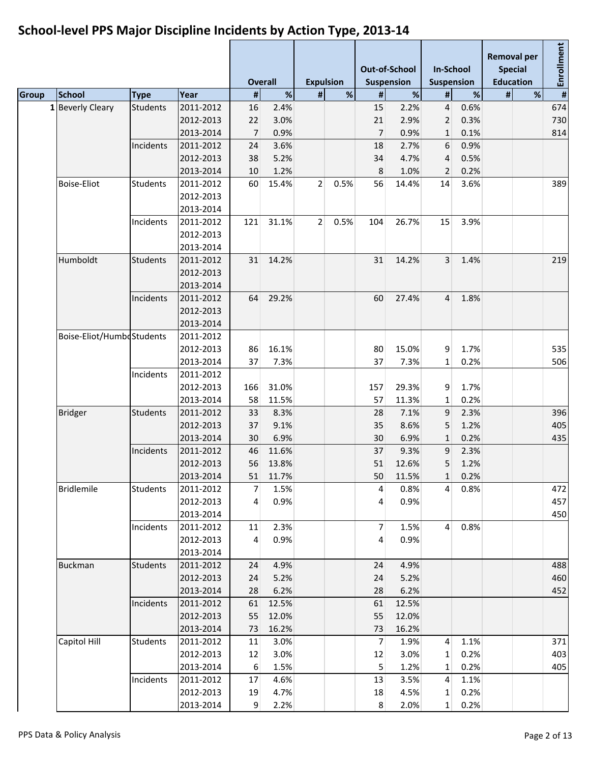# School-level PPS Major Discipline Incidents by Action Type, 2013-14

| | | | | Overall | | Expulsion | | Out-of-School Suspension | | In-School Suspension | | Removal per Special Education | | Enrollment |
|---|---|---|---|---|---|---|---|---|---|---|---|---|---|---|
| Group | School | Type | Year | # | % | # | % | # | % | # | % | # | % | # |
| 1 | Beverly Cleary | Students | 2011-2012 | 16 | 2.4% | | | 15 | 2.2% | 4 | 0.6% | | | 674 |
| | | | 2012-2013 | 22 | 3.0% | | | 21 | 2.9% | 2 | 0.3% | | | 730 |
| | | | 2013-2014 | 7 | 0.9% | | | 7 | 0.9% | 1 | 0.1% | | | 814 |
| | | Incidents | 2011-2012 | 24 | 3.6% | | | 18 | 2.7% | 6 | 0.9% | | | |
| | | | 2012-2013 | 38 | 5.2% | | | 34 | 4.7% | 4 | 0.5% | | | |
| | | | 2013-2014 | 10 | 1.2% | | | 8 | 1.0% | 2 | 0.2% | | | |
| | Boise-Eliot | Students | 2011-2012 | 60 | 15.4% | 2 | 0.5% | 56 | 14.4% | 14 | 3.6% | | | 389 |
| | | | 2012-2013 | | | | | | | | | | | |
| | | | 2013-2014 | | | | | | | | | | | |
| | | Incidents | 2011-2012 | 121 | 31.1% | 2 | 0.5% | 104 | 26.7% | 15 | 3.9% | | | |
| | | | 2012-2013 | | | | | | | | | | | |
| | | | 2013-2014 | | | | | | | | | | | |
| | Humboldt | Students | 2011-2012 | 31 | 14.2% | | | 31 | 14.2% | 3 | 1.4% | | | 219 |
| | | | 2012-2013 | | | | | | | | | | | |
| | | | 2013-2014 | | | | | | | | | | | |
| | | Incidents | 2011-2012 | 64 | 29.2% | | | 60 | 27.4% | 4 | 1.8% | | | |
| | | | 2012-2013 | | | | | | | | | | | |
| | | | 2013-2014 | | | | | | | | | | | |
| | Boise-Eliot/Humbo | Students | 2011-2012 | | | | | | | | | | | |
| | | | 2012-2013 | 86 | 16.1% | | | 80 | 15.0% | 9 | 1.7% | | | 535 |
| | | | 2013-2014 | 37 | 7.3% | | | 37 | 7.3% | 1 | 0.2% | | | 506 |
| | | Incidents | 2011-2012 | | | | | | | | | | | |
| | | | 2012-2013 | 166 | 31.0% | | | 157 | 29.3% | 9 | 1.7% | | | |
| | | | 2013-2014 | 58 | 11.5% | | | 57 | 11.3% | 1 | 0.2% | | | |
| | Bridger | Students | 2011-2012 | 33 | 8.3% | | | 28 | 7.1% | 9 | 2.3% | | | 396 |
| | | | 2012-2013 | 37 | 9.1% | | | 35 | 8.6% | 5 | 1.2% | | | 405 |
| | | | 2013-2014 | 30 | 6.9% | | | 30 | 6.9% | 1 | 0.2% | | | 435 |
| | | Incidents | 2011-2012 | 46 | 11.6% | | | 37 | 9.3% | 9 | 2.3% | | | |
| | | | 2012-2013 | 56 | 13.8% | | | 51 | 12.6% | 5 | 1.2% | | | |
| | | | 2013-2014 | 51 | 11.7% | | | 50 | 11.5% | 1 | 0.2% | | | |
| | Bridlemile | Students | 2011-2012 | 7 | 1.5% | | | 4 | 0.8% | 4 | 0.8% | | | 472 |
| | | | 2012-2013 | 4 | 0.9% | | | 4 | 0.9% | | | | | 457 |
| | | | 2013-2014 | | | | | | | | | | | 450 |
| | | Incidents | 2011-2012 | 11 | 2.3% | | | 7 | 1.5% | 4 | 0.8% | | | |
| | | | 2012-2013 | 4 | 0.9% | | | 4 | 0.9% | | | | | |
| | | | 2013-2014 | | | | | | | | | | | |
| | Buckman | Students | 2011-2012 | 24 | 4.9% | | | 24 | 4.9% | | | | | 488 |
| | | | 2012-2013 | 24 | 5.2% | | | 24 | 5.2% | | | | | 460 |
| | | | 2013-2014 | 28 | 6.2% | | | 28 | 6.2% | | | | | 452 |
| | | Incidents | 2011-2012 | 61 | 12.5% | | | 61 | 12.5% | | | | | |
| | | | 2012-2013 | 55 | 12.0% | | | 55 | 12.0% | | | | | |
| | | | 2013-2014 | 73 | 16.2% | | | 73 | 16.2% | | | | | |
| | Capitol Hill | Students | 2011-2012 | 11 | 3.0% | | | 7 | 1.9% | 4 | 1.1% | | | 371 |
| | | | 2012-2013 | 12 | 3.0% | | | 12 | 3.0% | 1 | 0.2% | | | 403 |
| | | | 2013-2014 | 6 | 1.5% | | | 5 | 1.2% | 1 | 0.2% | | | 405 |
| | | Incidents | 2011-2012 | 17 | 4.6% | | | 13 | 3.5% | 4 | 1.1% | | | |
| | | | 2012-2013 | 19 | 4.7% | | | 18 | 4.5% | 1 | 0.2% | | | |
| | | | 2013-2014 | 9 | 2.2% | | | 8 | 2.0% | 1 | 0.2% | | | |

PPS Data & Policy Analysis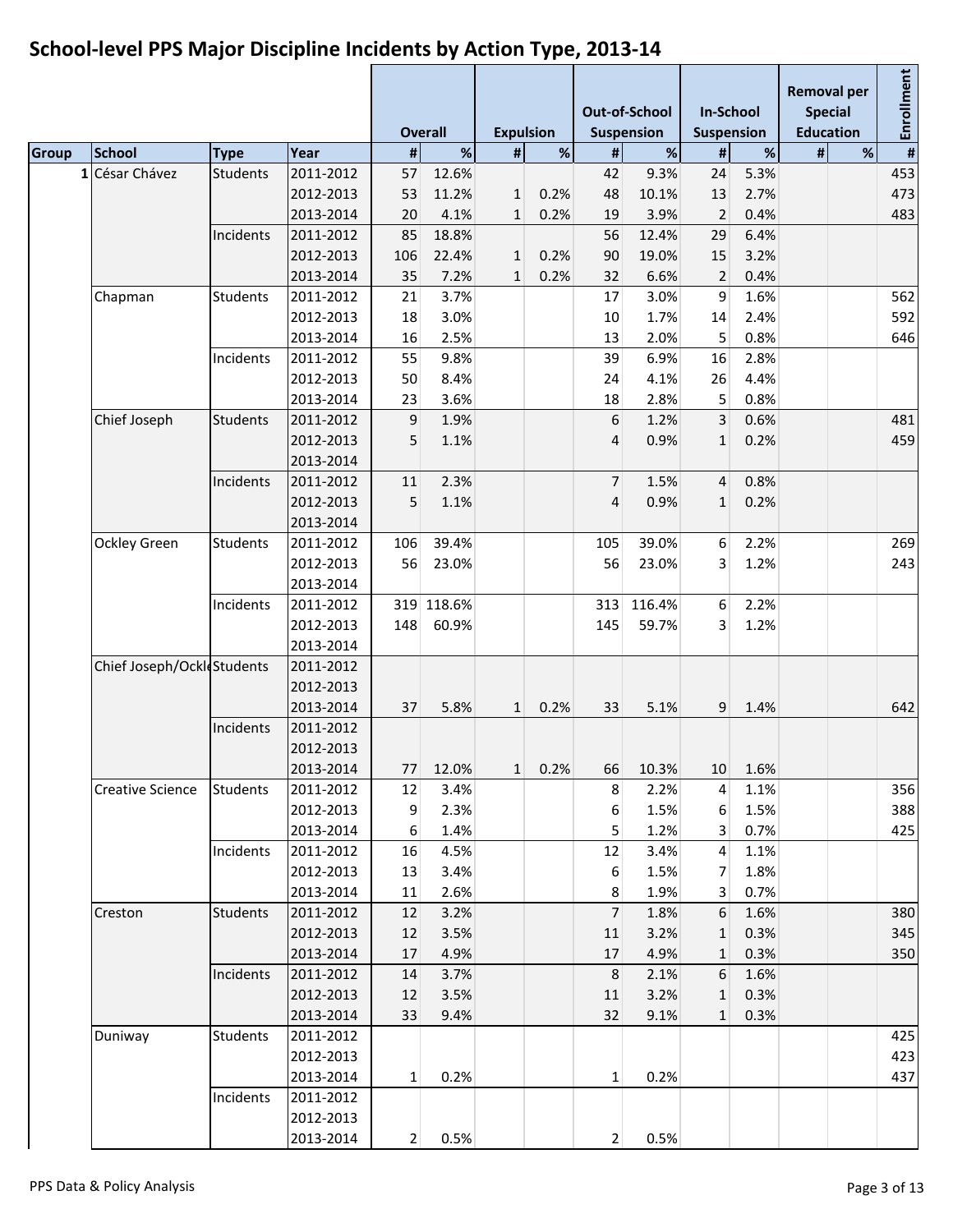# School-level PPS Major Discipline Incidents by Action Type, 2013-14

| | | | | Overall | | Expulsion | | Out-of-School Suspension | | In-School Suspension | | Removal per Special Education | | Enrollment |
|---|---|---|---|---|---|---|---|---|---|---|---|---|---|---|
| Group | School | Type | Year | # | % | # | % | # | % | # | % | # | % | # |
| 1 | César Chávez | Students | 2011-2012 | 57 | 12.6% | | | 42 | 9.3% | 24 | 5.3% | | | 453 |
| | | | 2012-2013 | 53 | 11.2% | 1 | 0.2% | 48 | 10.1% | 13 | 2.7% | | | 473 |
| | | | 2013-2014 | 20 | 4.1% | 1 | 0.2% | 19 | 3.9% | 2 | 0.4% | | | 483 |
| | | Incidents | 2011-2012 | 85 | 18.8% | | | 56 | 12.4% | 29 | 6.4% | | | |
| | | | 2012-2013 | 106 | 22.4% | 1 | 0.2% | 90 | 19.0% | 15 | 3.2% | | | |
| | | | 2013-2014 | 35 | 7.2% | 1 | 0.2% | 32 | 6.6% | 2 | 0.4% | | | |
| | Chapman | Students | 2011-2012 | 21 | 3.7% | | | 17 | 3.0% | 9 | 1.6% | | | 562 |
| | | | 2012-2013 | 18 | 3.0% | | | 10 | 1.7% | 14 | 2.4% | | | 592 |
| | | | 2013-2014 | 16 | 2.5% | | | 13 | 2.0% | 5 | 0.8% | | | 646 |
| | | Incidents | 2011-2012 | 55 | 9.8% | | | 39 | 6.9% | 16 | 2.8% | | | |
| | | | 2012-2013 | 50 | 8.4% | | | 24 | 4.1% | 26 | 4.4% | | | |
| | | | 2013-2014 | 23 | 3.6% | | | 18 | 2.8% | 5 | 0.8% | | | |
| | Chief Joseph | Students | 2011-2012 | 9 | 1.9% | | | 6 | 1.2% | 3 | 0.6% | | | 481 |
| | | | 2012-2013 | 5 | 1.1% | | | 4 | 0.9% | 1 | 0.2% | | | 459 |
| | | | 2013-2014 | | | | | | | | | | | |
| | | Incidents | 2011-2012 | 11 | 2.3% | | | 7 | 1.5% | 4 | 0.8% | | | |
| | | | 2012-2013 | 5 | 1.1% | | | 4 | 0.9% | 1 | 0.2% | | | |
| | | | 2013-2014 | | | | | | | | | | | |
| | Ockley Green | Students | 2011-2012 | 106 | 39.4% | | | 105 | 39.0% | 6 | 2.2% | | | 269 |
| | | | 2012-2013 | 56 | 23.0% | | | 56 | 23.0% | 3 | 1.2% | | | 243 |
| | | | 2013-2014 | | | | | | | | | | | |
| | | Incidents | 2011-2012 | 319 | 118.6% | | | 313 | 116.4% | 6 | 2.2% | | | |
| | | | 2012-2013 | 148 | 60.9% | | | 145 | 59.7% | 3 | 1.2% | | | |
| | | | 2013-2014 | | | | | | | | | | | |
| | Chief Joseph/Ockle | Students | 2011-2012 | | | | | | | | | | | |
| | | | 2012-2013 | | | | | | | | | | | |
| | | | 2013-2014 | 37 | 5.8% | 1 | 0.2% | 33 | 5.1% | 9 | 1.4% | | | 642 |
| | | Incidents | 2011-2012 | | | | | | | | | | | |
| | | | 2012-2013 | | | | | | | | | | | |
| | | | 2013-2014 | 77 | 12.0% | 1 | 0.2% | 66 | 10.3% | 10 | 1.6% | | | |
| | Creative Science | Students | 2011-2012 | 12 | 3.4% | | | 8 | 2.2% | 4 | 1.1% | | | 356 |
| | | | 2012-2013 | 9 | 2.3% | | | 6 | 1.5% | 6 | 1.5% | | | 388 |
| | | | 2013-2014 | 6 | 1.4% | | | 5 | 1.2% | 3 | 0.7% | | | 425 |
| | | Incidents | 2011-2012 | 16 | 4.5% | | | 12 | 3.4% | 4 | 1.1% | | | |
| | | | 2012-2013 | 13 | 3.4% | | | 6 | 1.5% | 7 | 1.8% | | | |
| | | | 2013-2014 | 11 | 2.6% | | | 8 | 1.9% | 3 | 0.7% | | | |
| | Creston | Students | 2011-2012 | 12 | 3.2% | | | 7 | 1.8% | 6 | 1.6% | | | 380 |
| | | | 2012-2013 | 12 | 3.5% | | | 11 | 3.2% | 1 | 0.3% | | | 345 |
| | | | 2013-2014 | 17 | 4.9% | | | 17 | 4.9% | 1 | 0.3% | | | 350 |
| | | Incidents | 2011-2012 | 14 | 3.7% | | | 8 | 2.1% | 6 | 1.6% | | | |
| | | | 2012-2013 | 12 | 3.5% | | | 11 | 3.2% | 1 | 0.3% | | | |
| | | | 2013-2014 | 33 | 9.4% | | | 32 | 9.1% | 1 | 0.3% | | | |
| | Duniway | Students | 2011-2012 | | | | | | | | | | | 425 |
| | | | 2012-2013 | | | | | | | | | | | 423 |
| | | | 2013-2014 | 1 | 0.2% | | | 1 | 0.2% | | | | | 437 |
| | | Incidents | 2011-2012 | | | | | | | | | | | |
| | | | 2012-2013 | | | | | | | | | | | |
| | | | 2013-2014 | 2 | 0.5% | | | 2 | 0.5% | | | | | |

PPS Data & Policy Analysis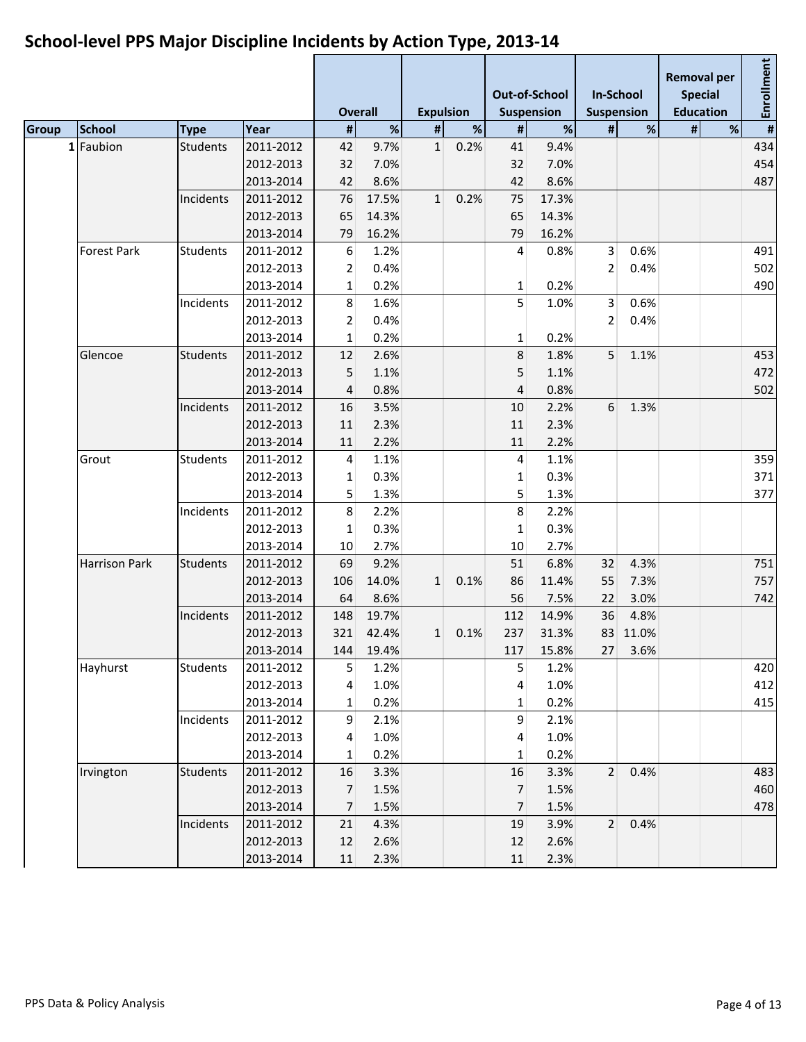# School-level PPS Major Discipline Incidents by Action Type, 2013-14

| | | | | Overall | | Expulsion | | Out-of-School Suspension | | In-School Suspension | | Removal per Special Education | | Enrollment |
|---|---|---|---|---|---|---|---|---|---|---|---|---|---|---|
| Group | School | Type | Year | # | % | # | % | # | % | # | % | # | % | # |
| 1 | Faubion | Students | 2011-2012 | 42 | 9.7% | 1 | 0.2% | 41 | 9.4% | | | | | 434 |
| | | | 2012-2013 | 32 | 7.0% | | | 32 | 7.0% | | | | | 454 |
| | | | 2013-2014 | 42 | 8.6% | | | 42 | 8.6% | | | | | 487 |
| | | Incidents | 2011-2012 | 76 | 17.5% | 1 | 0.2% | 75 | 17.3% | | | | | |
| | | | 2012-2013 | 65 | 14.3% | | | 65 | 14.3% | | | | | |
| | | | 2013-2014 | 79 | 16.2% | | | 79 | 16.2% | | | | | |
| | Forest Park | Students | 2011-2012 | 6 | 1.2% | | | 4 | 0.8% | 3 | 0.6% | | | 491 |
| | | | 2012-2013 | 2 | 0.4% | | | | | 2 | 0.4% | | | 502 |
| | | | 2013-2014 | 1 | 0.2% | | | 1 | 0.2% | | | | | 490 |
| | | Incidents | 2011-2012 | 8 | 1.6% | | | 5 | 1.0% | 3 | 0.6% | | | |
| | | | 2012-2013 | 2 | 0.4% | | | | | 2 | 0.4% | | | |
| | | | 2013-2014 | 1 | 0.2% | | | 1 | 0.2% | | | | | |
| | Glencoe | Students | 2011-2012 | 12 | 2.6% | | | 8 | 1.8% | 5 | 1.1% | | | 453 |
| | | | 2012-2013 | 5 | 1.1% | | | 5 | 1.1% | | | | | 472 |
| | | | 2013-2014 | 4 | 0.8% | | | 4 | 0.8% | | | | | 502 |
| | | Incidents | 2011-2012 | 16 | 3.5% | | | 10 | 2.2% | 6 | 1.3% | | | |
| | | | 2012-2013 | 11 | 2.3% | | | 11 | 2.3% | | | | | |
| | | | 2013-2014 | 11 | 2.2% | | | 11 | 2.2% | | | | | |
| | Grout | Students | 2011-2012 | 4 | 1.1% | | | 4 | 1.1% | | | | | 359 |
| | | | 2012-2013 | 1 | 0.3% | | | 1 | 0.3% | | | | | 371 |
| | | | 2013-2014 | 5 | 1.3% | | | 5 | 1.3% | | | | | 377 |
| | | Incidents | 2011-2012 | 8 | 2.2% | | | 8 | 2.2% | | | | | |
| | | | 2012-2013 | 1 | 0.3% | | | 1 | 0.3% | | | | | |
| | | | 2013-2014 | 10 | 2.7% | | | 10 | 2.7% | | | | | |
| | Harrison Park | Students | 2011-2012 | 69 | 9.2% | | | 51 | 6.8% | 32 | 4.3% | | | 751 |
| | | | 2012-2013 | 106 | 14.0% | 1 | 0.1% | 86 | 11.4% | 55 | 7.3% | | | 757 |
| | | | 2013-2014 | 64 | 8.6% | | | 56 | 7.5% | 22 | 3.0% | | | 742 |
| | | Incidents | 2011-2012 | 148 | 19.7% | | | 112 | 14.9% | 36 | 4.8% | | | |
| | | | 2012-2013 | 321 | 42.4% | 1 | 0.1% | 237 | 31.3% | 83 | 11.0% | | | |
| | | | 2013-2014 | 144 | 19.4% | | | 117 | 15.8% | 27 | 3.6% | | | |
| | Hayhurst | Students | 2011-2012 | 5 | 1.2% | | | 5 | 1.2% | | | | | 420 |
| | | | 2012-2013 | 4 | 1.0% | | | 4 | 1.0% | | | | | 412 |
| | | | 2013-2014 | 1 | 0.2% | | | 1 | 0.2% | | | | | 415 |
| | | Incidents | 2011-2012 | 9 | 2.1% | | | 9 | 2.1% | | | | | |
| | | | 2012-2013 | 4 | 1.0% | | | 4 | 1.0% | | | | | |
| | | | 2013-2014 | 1 | 0.2% | | | 1 | 0.2% | | | | | |
| | Irvington | Students | 2011-2012 | 16 | 3.3% | | | 16 | 3.3% | 2 | 0.4% | | | 483 |
| | | | 2012-2013 | 7 | 1.5% | | | 7 | 1.5% | | | | | 460 |
| | | | 2013-2014 | 7 | 1.5% | | | 7 | 1.5% | | | | | 478 |
| | | Incidents | 2011-2012 | 21 | 4.3% | | | 19 | 3.9% | 2 | 0.4% | | | |
| | | | 2012-2013 | 12 | 2.6% | | | 12 | 2.6% | | | | | |
| | | | 2013-2014 | 11 | 2.3% | | | 11 | 2.3% | | | | | |

PPS Data & Policy Analysis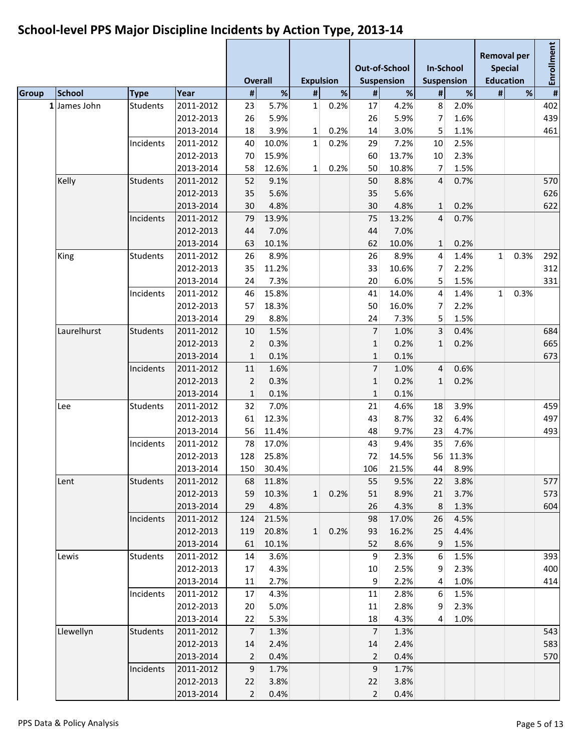# School-level PPS Major Discipline Incidents by Action Type, 2013-14

| | | | | Overall | | Expulsion | | Out-of-School Suspension | | In-School Suspension | | Removal per Special Education | | Enrollment |
|---|---|---|---|---|---|---|---|---|---|---|---|---|---|---|
| Group | School | Type | Year | # | % | # | % | # | % | # | % | # | % | # |
| 1 | James John | Students | 2011-2012 | 23 | 5.7% | 1 | 0.2% | 17 | 4.2% | 8 | 2.0% | | | 402 |
| | | | 2012-2013 | 26 | 5.9% | | | 26 | 5.9% | 7 | 1.6% | | | 439 |
| | | | 2013-2014 | 18 | 3.9% | 1 | 0.2% | 14 | 3.0% | 5 | 1.1% | | | 461 |
| | | Incidents | 2011-2012 | 40 | 10.0% | 1 | 0.2% | 29 | 7.2% | 10 | 2.5% | | | |
| | | | 2012-2013 | 70 | 15.9% | | | 60 | 13.7% | 10 | 2.3% | | | |
| | | | 2013-2014 | 58 | 12.6% | 1 | 0.2% | 50 | 10.8% | 7 | 1.5% | | | |
| | Kelly | Students | 2011-2012 | 52 | 9.1% | | | 50 | 8.8% | 4 | 0.7% | | | 570 |
| | | | 2012-2013 | 35 | 5.6% | | | 35 | 5.6% | | | | | 626 |
| | | | 2013-2014 | 30 | 4.8% | | | 30 | 4.8% | 1 | 0.2% | | | 622 |
| | | Incidents | 2011-2012 | 79 | 13.9% | | | 75 | 13.2% | 4 | 0.7% | | | |
| | | | 2012-2013 | 44 | 7.0% | | | 44 | 7.0% | | | | | |
| | | | 2013-2014 | 63 | 10.1% | | | 62 | 10.0% | 1 | 0.2% | | | |
| | King | Students | 2011-2012 | 26 | 8.9% | | | 26 | 8.9% | 4 | 1.4% | 1 | 0.3% | 292 |
| | | | 2012-2013 | 35 | 11.2% | | | 33 | 10.6% | 7 | 2.2% | | | 312 |
| | | | 2013-2014 | 24 | 7.3% | | | 20 | 6.0% | 5 | 1.5% | | | 331 |
| | | Incidents | 2011-2012 | 46 | 15.8% | | | 41 | 14.0% | 4 | 1.4% | 1 | 0.3% | |
| | | | 2012-2013 | 57 | 18.3% | | | 50 | 16.0% | 7 | 2.2% | | | |
| | | | 2013-2014 | 29 | 8.8% | | | 24 | 7.3% | 5 | 1.5% | | | |
| | Laurelhurst | Students | 2011-2012 | 10 | 1.5% | | | 7 | 1.0% | 3 | 0.4% | | | 684 |
| | | | 2012-2013 | 2 | 0.3% | | | 1 | 0.2% | 1 | 0.2% | | | 665 |
| | | | 2013-2014 | 1 | 0.1% | | | 1 | 0.1% | | | | | 673 |
| | | Incidents | 2011-2012 | 11 | 1.6% | | | 7 | 1.0% | 4 | 0.6% | | | |
| | | | 2012-2013 | 2 | 0.3% | | | 1 | 0.2% | 1 | 0.2% | | | |
| | | | 2013-2014 | 1 | 0.1% | | | 1 | 0.1% | | | | | |
| | Lee | Students | 2011-2012 | 32 | 7.0% | | | 21 | 4.6% | 18 | 3.9% | | | 459 |
| | | | 2012-2013 | 61 | 12.3% | | | 43 | 8.7% | 32 | 6.4% | | | 497 |
| | | | 2013-2014 | 56 | 11.4% | | | 48 | 9.7% | 23 | 4.7% | | | 493 |
| | | Incidents | 2011-2012 | 78 | 17.0% | | | 43 | 9.4% | 35 | 7.6% | | | |
| | | | 2012-2013 | 128 | 25.8% | | | 72 | 14.5% | 56 | 11.3% | | | |
| | | | 2013-2014 | 150 | 30.4% | | | 106 | 21.5% | 44 | 8.9% | | | |
| | Lent | Students | 2011-2012 | 68 | 11.8% | | | 55 | 9.5% | 22 | 3.8% | | | 577 |
| | | | 2012-2013 | 59 | 10.3% | 1 | 0.2% | 51 | 8.9% | 21 | 3.7% | | | 573 |
| | | | 2013-2014 | 29 | 4.8% | | | 26 | 4.3% | 8 | 1.3% | | | 604 |
| | | Incidents | 2011-2012 | 124 | 21.5% | | | 98 | 17.0% | 26 | 4.5% | | | |
| | | | 2012-2013 | 119 | 20.8% | 1 | 0.2% | 93 | 16.2% | 25 | 4.4% | | | |
| | | | 2013-2014 | 61 | 10.1% | | | 52 | 8.6% | 9 | 1.5% | | | |
| | Lewis | Students | 2011-2012 | 14 | 3.6% | | | 9 | 2.3% | 6 | 1.5% | | | 393 |
| | | | 2012-2013 | 17 | 4.3% | | | 10 | 2.5% | 9 | 2.3% | | | 400 |
| | | | 2013-2014 | 11 | 2.7% | | | 9 | 2.2% | 4 | 1.0% | | | 414 |
| | | Incidents | 2011-2012 | 17 | 4.3% | | | 11 | 2.8% | 6 | 1.5% | | | |
| | | | 2012-2013 | 20 | 5.0% | | | 11 | 2.8% | 9 | 2.3% | | | |
| | | | 2013-2014 | 22 | 5.3% | | | 18 | 4.3% | 4 | 1.0% | | | |
| | Llewellyn | Students | 2011-2012 | 7 | 1.3% | | | 7 | 1.3% | | | | | 543 |
| | | | 2012-2013 | 14 | 2.4% | | | 14 | 2.4% | | | | | 583 |
| | | | 2013-2014 | 2 | 0.4% | | | 2 | 0.4% | | | | | 570 |
| | | Incidents | 2011-2012 | 9 | 1.7% | | | 9 | 1.7% | | | | | |
| | | | 2012-2013 | 22 | 3.8% | | | 22 | 3.8% | | | | | |
| | | | 2013-2014 | 2 | 0.4% | | | 2 | 0.4% | | | | | |

PPS Data & Policy Analysis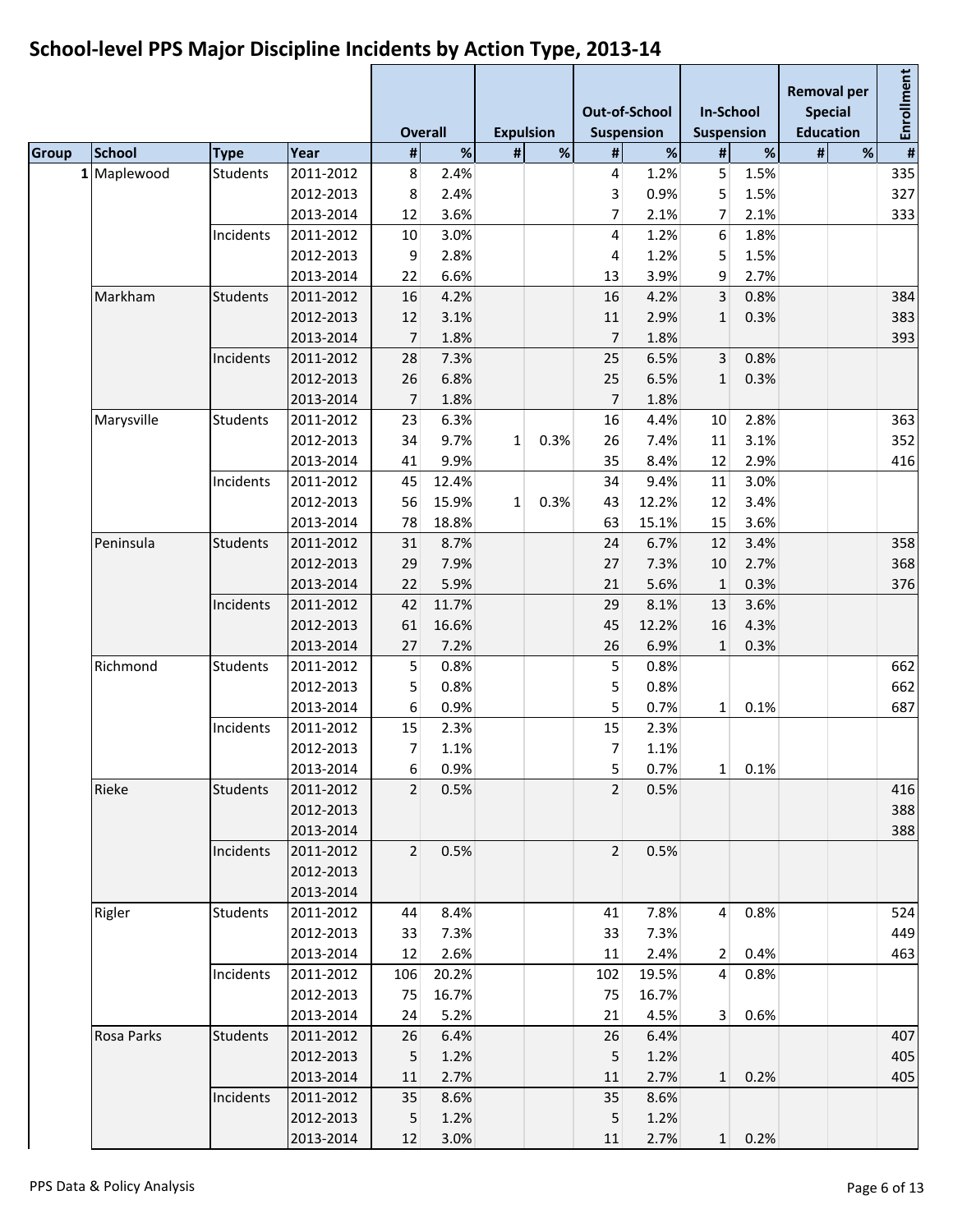# School-level PPS Major Discipline Incidents by Action Type, 2013-14

| | | | | Overall | | Expulsion | | Out-of-School Suspension | | In-School Suspension | | Removal per Special Education | | Enrollment |
|---|---|---|---|---|---|---|---|---|---|---|---|---|---|---|
| Group | School | Type | Year | # | % | # | % | # | % | # | % | # | % | # |
| 1 | Maplewood | Students | 2011-2012 | 8 | 2.4% | | | 4 | 1.2% | 5 | 1.5% | | | 335 |
| | | | 2012-2013 | 8 | 2.4% | | | 3 | 0.9% | 5 | 1.5% | | | 327 |
| | | | 2013-2014 | 12 | 3.6% | | | 7 | 2.1% | 7 | 2.1% | | | 333 |
| | | Incidents | 2011-2012 | 10 | 3.0% | | | 4 | 1.2% | 6 | 1.8% | | | |
| | | | 2012-2013 | 9 | 2.8% | | | 4 | 1.2% | 5 | 1.5% | | | |
| | | | 2013-2014 | 22 | 6.6% | | | 13 | 3.9% | 9 | 2.7% | | | |
| | Markham | Students | 2011-2012 | 16 | 4.2% | | | 16 | 4.2% | 3 | 0.8% | | | 384 |
| | | | 2012-2013 | 12 | 3.1% | | | 11 | 2.9% | 1 | 0.3% | | | 383 |
| | | | 2013-2014 | 7 | 1.8% | | | 7 | 1.8% | | | | | 393 |
| | | Incidents | 2011-2012 | 28 | 7.3% | | | 25 | 6.5% | 3 | 0.8% | | | |
| | | | 2012-2013 | 26 | 6.8% | | | 25 | 6.5% | 1 | 0.3% | | | |
| | | | 2013-2014 | 7 | 1.8% | | | 7 | 1.8% | | | | | |
| | Marysville | Students | 2011-2012 | 23 | 6.3% | | | 16 | 4.4% | 10 | 2.8% | | | 363 |
| | | | 2012-2013 | 34 | 9.7% | 1 | 0.3% | 26 | 7.4% | 11 | 3.1% | | | 352 |
| | | | 2013-2014 | 41 | 9.9% | | | 35 | 8.4% | 12 | 2.9% | | | 416 |
| | | Incidents | 2011-2012 | 45 | 12.4% | | | 34 | 9.4% | 11 | 3.0% | | | |
| | | | 2012-2013 | 56 | 15.9% | 1 | 0.3% | 43 | 12.2% | 12 | 3.4% | | | |
| | | | 2013-2014 | 78 | 18.8% | | | 63 | 15.1% | 15 | 3.6% | | | |
| | Peninsula | Students | 2011-2012 | 31 | 8.7% | | | 24 | 6.7% | 12 | 3.4% | | | 358 |
| | | | 2012-2013 | 29 | 7.9% | | | 27 | 7.3% | 10 | 2.7% | | | 368 |
| | | | 2013-2014 | 22 | 5.9% | | | 21 | 5.6% | 1 | 0.3% | | | 376 |
| | | Incidents | 2011-2012 | 42 | 11.7% | | | 29 | 8.1% | 13 | 3.6% | | | |
| | | | 2012-2013 | 61 | 16.6% | | | 45 | 12.2% | 16 | 4.3% | | | |
| | | | 2013-2014 | 27 | 7.2% | | | 26 | 6.9% | 1 | 0.3% | | | |
| | Richmond | Students | 2011-2012 | 5 | 0.8% | | | 5 | 0.8% | | | | | 662 |
| | | | 2012-2013 | 5 | 0.8% | | | 5 | 0.8% | | | | | 662 |
| | | | 2013-2014 | 6 | 0.9% | | | 5 | 0.7% | 1 | 0.1% | | | 687 |
| | | Incidents | 2011-2012 | 15 | 2.3% | | | 15 | 2.3% | | | | | |
| | | | 2012-2013 | 7 | 1.1% | | | 7 | 1.1% | | | | | |
| | | | 2013-2014 | 6 | 0.9% | | | 5 | 0.7% | 1 | 0.1% | | | |
| | Rieke | Students | 2011-2012 | 2 | 0.5% | | | 2 | 0.5% | | | | | 416 |
| | | | 2012-2013 | | | | | | | | | | | 388 |
| | | | 2013-2014 | | | | | | | | | | | 388 |
| | | Incidents | 2011-2012 | 2 | 0.5% | | | 2 | 0.5% | | | | | |
| | | | 2012-2013 | | | | | | | | | | | |
| | | | 2013-2014 | | | | | | | | | | | |
| | Rigler | Students | 2011-2012 | 44 | 8.4% | | | 41 | 7.8% | 4 | 0.8% | | | 524 |
| | | | 2012-2013 | 33 | 7.3% | | | 33 | 7.3% | | | | | 449 |
| | | | 2013-2014 | 12 | 2.6% | | | 11 | 2.4% | 2 | 0.4% | | | 463 |
| | | Incidents | 2011-2012 | 106 | 20.2% | | | 102 | 19.5% | 4 | 0.8% | | | |
| | | | 2012-2013 | 75 | 16.7% | | | 75 | 16.7% | | | | | |
| | | | 2013-2014 | 24 | 5.2% | | | 21 | 4.5% | 3 | 0.6% | | | |
| | Rosa Parks | Students | 2011-2012 | 26 | 6.4% | | | 26 | 6.4% | | | | | 407 |
| | | | 2012-2013 | 5 | 1.2% | | | 5 | 1.2% | | | | | 405 |
| | | | 2013-2014 | 11 | 2.7% | | | 11 | 2.7% | 1 | 0.2% | | | 405 |
| | | Incidents | 2011-2012 | 35 | 8.6% | | | 35 | 8.6% | | | | | |
| | | | 2012-2013 | 5 | 1.2% | | | 5 | 1.2% | | | | | |
| | | | 2013-2014 | 12 | 3.0% | | | 11 | 2.7% | 1 | 0.2% | | | |

PPS Data & Policy Analysis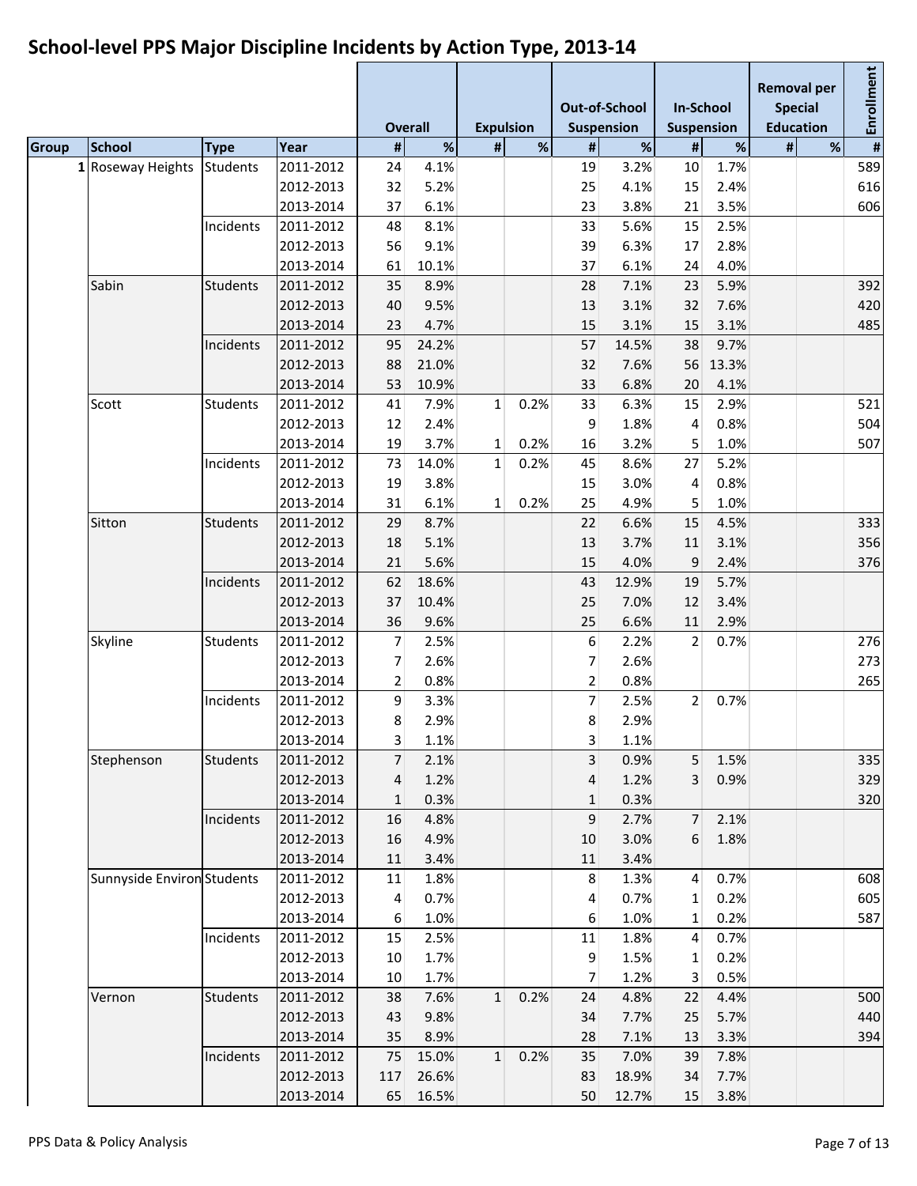# School-level PPS Major Discipline Incidents by Action Type, 2013-14

| | | | | Overall | | Expulsion | | Out-of-School Suspension | | In-School Suspension | | Removal per Special Education | | Enrollment |
|---|---|---|---|---|---|---|---|---|---|---|---|---|---|---|
| Group | School | Type | Year | # | % | # | % | # | % | # | % | # | % | # |
| 1 | Roseway Heights | Students | 2011-2012 | 24 | 4.1% | | | 19 | 3.2% | 10 | 1.7% | | | 589 |
| | | | 2012-2013 | 32 | 5.2% | | | 25 | 4.1% | 15 | 2.4% | | | 616 |
| | | | 2013-2014 | 37 | 6.1% | | | 23 | 3.8% | 21 | 3.5% | | | 606 |
| | | Incidents | 2011-2012 | 48 | 8.1% | | | 33 | 5.6% | 15 | 2.5% | | | |
| | | | 2012-2013 | 56 | 9.1% | | | 39 | 6.3% | 17 | 2.8% | | | |
| | | | 2013-2014 | 61 | 10.1% | | | 37 | 6.1% | 24 | 4.0% | | | |
| | Sabin | Students | 2011-2012 | 35 | 8.9% | | | 28 | 7.1% | 23 | 5.9% | | | 392 |
| | | | 2012-2013 | 40 | 9.5% | | | 13 | 3.1% | 32 | 7.6% | | | 420 |
| | | | 2013-2014 | 23 | 4.7% | | | 15 | 3.1% | 15 | 3.1% | | | 485 |
| | | Incidents | 2011-2012 | 95 | 24.2% | | | 57 | 14.5% | 38 | 9.7% | | | |
| | | | 2012-2013 | 88 | 21.0% | | | 32 | 7.6% | 56 | 13.3% | | | |
| | | | 2013-2014 | 53 | 10.9% | | | 33 | 6.8% | 20 | 4.1% | | | |
| | Scott | Students | 2011-2012 | 41 | 7.9% | 1 | 0.2% | 33 | 6.3% | 15 | 2.9% | | | 521 |
| | | | 2012-2013 | 12 | 2.4% | | | 9 | 1.8% | 4 | 0.8% | | | 504 |
| | | | 2013-2014 | 19 | 3.7% | 1 | 0.2% | 16 | 3.2% | 5 | 1.0% | | | 507 |
| | | Incidents | 2011-2012 | 73 | 14.0% | 1 | 0.2% | 45 | 8.6% | 27 | 5.2% | | | |
| | | | 2012-2013 | 19 | 3.8% | | | 15 | 3.0% | 4 | 0.8% | | | |
| | | | 2013-2014 | 31 | 6.1% | 1 | 0.2% | 25 | 4.9% | 5 | 1.0% | | | |
| | Sitton | Students | 2011-2012 | 29 | 8.7% | | | 22 | 6.6% | 15 | 4.5% | | | 333 |
| | | | 2012-2013 | 18 | 5.1% | | | 13 | 3.7% | 11 | 3.1% | | | 356 |
| | | | 2013-2014 | 21 | 5.6% | | | 15 | 4.0% | 9 | 2.4% | | | 376 |
| | | Incidents | 2011-2012 | 62 | 18.6% | | | 43 | 12.9% | 19 | 5.7% | | | |
| | | | 2012-2013 | 37 | 10.4% | | | 25 | 7.0% | 12 | 3.4% | | | |
| | | | 2013-2014 | 36 | 9.6% | | | 25 | 6.6% | 11 | 2.9% | | | |
| | Skyline | Students | 2011-2012 | 7 | 2.5% | | | 6 | 2.2% | 2 | 0.7% | | | 276 |
| | | | 2012-2013 | 7 | 2.6% | | | 7 | 2.6% | | | | | 273 |
| | | | 2013-2014 | 2 | 0.8% | | | 2 | 0.8% | | | | | 265 |
| | | Incidents | 2011-2012 | 9 | 3.3% | | | 7 | 2.5% | 2 | 0.7% | | | |
| | | | 2012-2013 | 8 | 2.9% | | | 8 | 2.9% | | | | | |
| | | | 2013-2014 | 3 | 1.1% | | | 3 | 1.1% | | | | | |
| | Stephenson | Students | 2011-2012 | 7 | 2.1% | | | 3 | 0.9% | 5 | 1.5% | | | 335 |
| | | | 2012-2013 | 4 | 1.2% | | | 4 | 1.2% | 3 | 0.9% | | | 329 |
| | | | 2013-2014 | 1 | 0.3% | | | 1 | 0.3% | | | | | 320 |
| | | Incidents | 2011-2012 | 16 | 4.8% | | | 9 | 2.7% | 7 | 2.1% | | | |
| | | | 2012-2013 | 16 | 4.9% | | | 10 | 3.0% | 6 | 1.8% | | | |
| | | | 2013-2014 | 11 | 3.4% | | | 11 | 3.4% | | | | | |
| | Sunnyside Environ | Students | 2011-2012 | 11 | 1.8% | | | 8 | 1.3% | 4 | 0.7% | | | 608 |
| | | | 2012-2013 | 4 | 0.7% | | | 4 | 0.7% | 1 | 0.2% | | | 605 |
| | | | 2013-2014 | 6 | 1.0% | | | 6 | 1.0% | 1 | 0.2% | | | 587 |
| | | Incidents | 2011-2012 | 15 | 2.5% | | | 11 | 1.8% | 4 | 0.7% | | | |
| | | | 2012-2013 | 10 | 1.7% | | | 9 | 1.5% | 1 | 0.2% | | | |
| | | | 2013-2014 | 10 | 1.7% | | | 7 | 1.2% | 3 | 0.5% | | | |
| | Vernon | Students | 2011-2012 | 38 | 7.6% | 1 | 0.2% | 24 | 4.8% | 22 | 4.4% | | | 500 |
| | | | 2012-2013 | 43 | 9.8% | | | 34 | 7.7% | 25 | 5.7% | | | 440 |
| | | | 2013-2014 | 35 | 8.9% | | | 28 | 7.1% | 13 | 3.3% | | | 394 |
| | | Incidents | 2011-2012 | 75 | 15.0% | 1 | 0.2% | 35 | 7.0% | 39 | 7.8% | | | |
| | | | 2012-2013 | 117 | 26.6% | | | 83 | 18.9% | 34 | 7.7% | | | |
| | | | 2013-2014 | 65 | 16.5% | | | 50 | 12.7% | 15 | 3.8% | | | |

PPS Data & Policy Analysis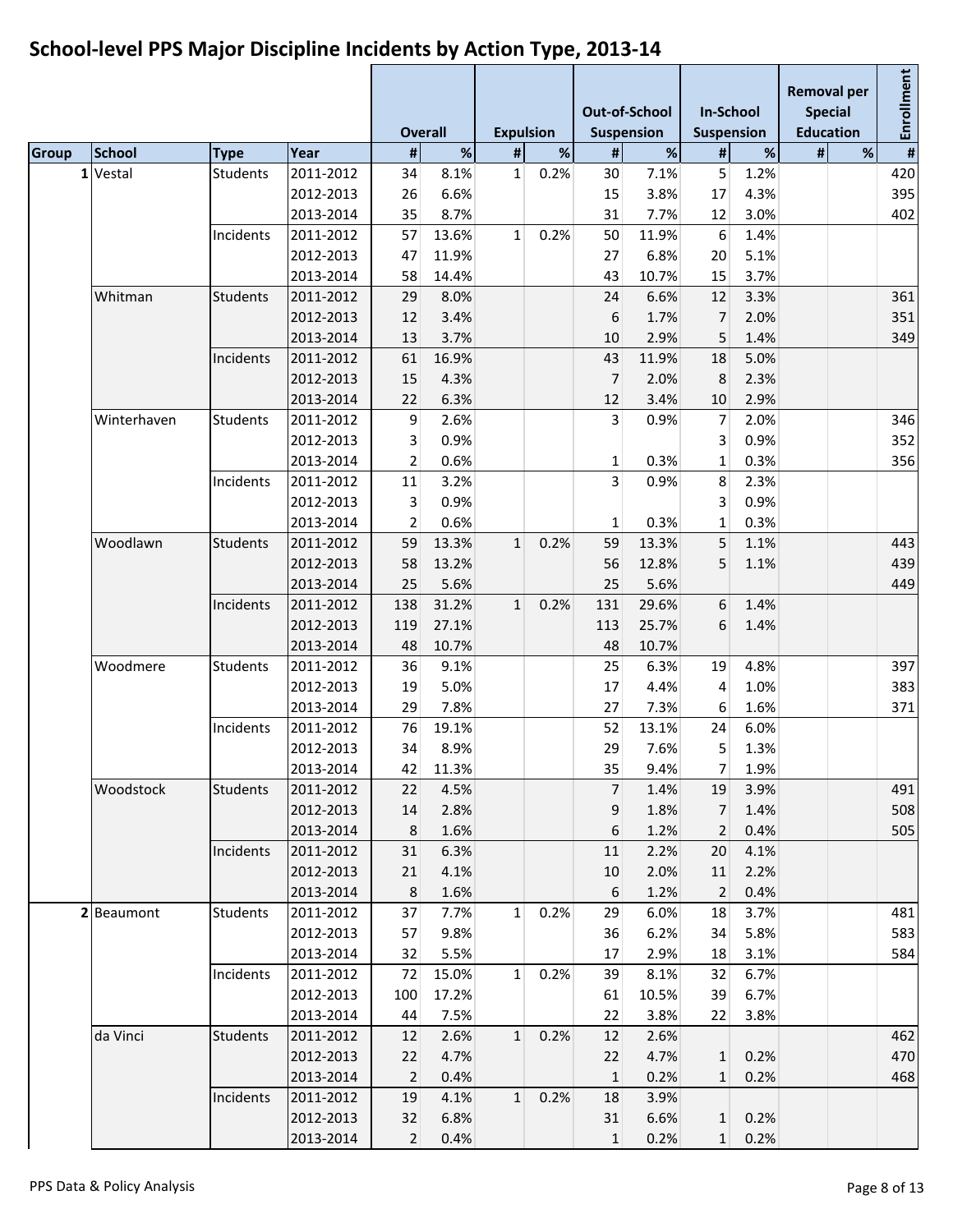## School-level PPS Major Discipline Incidents by Action Type, 2013-14

| | | | | Overall | | Expulsion | | Out-of-School Suspension | | In-School Suspension | | Removal per Special Education | | Enrollment |
|---|---|---|---|---|---|---|---|---|---|---|---|---|---|---|
| Group | School | Type | Year | # | % | # | % | # | % | # | % | # | % | # |
| 1 | Vestal | Students | 2011-2012 | 34 | 8.1% | 1 | 0.2% | 30 | 7.1% | 5 | 1.2% | | | 420 |
| | | | 2012-2013 | 26 | 6.6% | | | 15 | 3.8% | 17 | 4.3% | | | 395 |
| | | | 2013-2014 | 35 | 8.7% | | | 31 | 7.7% | 12 | 3.0% | | | 402 |
| | | Incidents | 2011-2012 | 57 | 13.6% | 1 | 0.2% | 50 | 11.9% | 6 | 1.4% | | | |
| | | | 2012-2013 | 47 | 11.9% | | | 27 | 6.8% | 20 | 5.1% | | | |
| | | | 2013-2014 | 58 | 14.4% | | | 43 | 10.7% | 15 | 3.7% | | | |
| | Whitman | Students | 2011-2012 | 29 | 8.0% | | | 24 | 6.6% | 12 | 3.3% | | | 361 |
| | | | 2012-2013 | 12 | 3.4% | | | 6 | 1.7% | 7 | 2.0% | | | 351 |
| | | | 2013-2014 | 13 | 3.7% | | | 10 | 2.9% | 5 | 1.4% | | | 349 |
| | | Incidents | 2011-2012 | 61 | 16.9% | | | 43 | 11.9% | 18 | 5.0% | | | |
| | | | 2012-2013 | 15 | 4.3% | | | 7 | 2.0% | 8 | 2.3% | | | |
| | | | 2013-2014 | 22 | 6.3% | | | 12 | 3.4% | 10 | 2.9% | | | |
| | Winterhaven | Students | 2011-2012 | 9 | 2.6% | | | 3 | 0.9% | 7 | 2.0% | | | 346 |
| | | | 2012-2013 | 3 | 0.9% | | | | | 3 | 0.9% | | | 352 |
| | | | 2013-2014 | 2 | 0.6% | | | 1 | 0.3% | 1 | 0.3% | | | 356 |
| | | Incidents | 2011-2012 | 11 | 3.2% | | | 3 | 0.9% | 8 | 2.3% | | | |
| | | | 2012-2013 | 3 | 0.9% | | | | | 3 | 0.9% | | | |
| | | | 2013-2014 | 2 | 0.6% | | | 1 | 0.3% | 1 | 0.3% | | | |
| | Woodlawn | Students | 2011-2012 | 59 | 13.3% | 1 | 0.2% | 59 | 13.3% | 5 | 1.1% | | | 443 |
| | | | 2012-2013 | 58 | 13.2% | | | 56 | 12.8% | 5 | 1.1% | | | 439 |
| | | | 2013-2014 | 25 | 5.6% | | | 25 | 5.6% | | | | | 449 |
| | | Incidents | 2011-2012 | 138 | 31.2% | 1 | 0.2% | 131 | 29.6% | 6 | 1.4% | | | |
| | | | 2012-2013 | 119 | 27.1% | | | 113 | 25.7% | 6 | 1.4% | | | |
| | | | 2013-2014 | 48 | 10.7% | | | 48 | 10.7% | | | | | |
| | Woodmere | Students | 2011-2012 | 36 | 9.1% | | | 25 | 6.3% | 19 | 4.8% | | | 397 |
| | | | 2012-2013 | 19 | 5.0% | | | 17 | 4.4% | 4 | 1.0% | | | 383 |
| | | | 2013-2014 | 29 | 7.8% | | | 27 | 7.3% | 6 | 1.6% | | | 371 |
| | | Incidents | 2011-2012 | 76 | 19.1% | | | 52 | 13.1% | 24 | 6.0% | | | |
| | | | 2012-2013 | 34 | 8.9% | | | 29 | 7.6% | 5 | 1.3% | | | |
| | | | 2013-2014 | 42 | 11.3% | | | 35 | 9.4% | 7 | 1.9% | | | |
| | Woodstock | Students | 2011-2012 | 22 | 4.5% | | | 7 | 1.4% | 19 | 3.9% | | | 491 |
| | | | 2012-2013 | 14 | 2.8% | | | 9 | 1.8% | 7 | 1.4% | | | 508 |
| | | | 2013-2014 | 8 | 1.6% | | | 6 | 1.2% | 2 | 0.4% | | | 505 |
| | | Incidents | 2011-2012 | 31 | 6.3% | | | 11 | 2.2% | 20 | 4.1% | | | |
| | | | 2012-2013 | 21 | 4.1% | | | 10 | 2.0% | 11 | 2.2% | | | |
| | | | 2013-2014 | 8 | 1.6% | | | 6 | 1.2% | 2 | 0.4% | | | |
| 2 | Beaumont | Students | 2011-2012 | 37 | 7.7% | 1 | 0.2% | 29 | 6.0% | 18 | 3.7% | | | 481 |
| | | | 2012-2013 | 57 | 9.8% | | | 36 | 6.2% | 34 | 5.8% | | | 583 |
| | | | 2013-2014 | 32 | 5.5% | | | 17 | 2.9% | 18 | 3.1% | | | 584 |
| | | Incidents | 2011-2012 | 72 | 15.0% | 1 | 0.2% | 39 | 8.1% | 32 | 6.7% | | | |
| | | | 2012-2013 | 100 | 17.2% | | | 61 | 10.5% | 39 | 6.7% | | | |
| | | | 2013-2014 | 44 | 7.5% | | | 22 | 3.8% | 22 | 3.8% | | | |
| | da Vinci | Students | 2011-2012 | 12 | 2.6% | 1 | 0.2% | 12 | 2.6% | | | | | 462 |
| | | | 2012-2013 | 22 | 4.7% | | | 22 | 4.7% | 1 | 0.2% | | | 470 |
| | | | 2013-2014 | 2 | 0.4% | | | 1 | 0.2% | 1 | 0.2% | | | 468 |
| | | Incidents | 2011-2012 | 19 | 4.1% | 1 | 0.2% | 18 | 3.9% | | | | | |
| | | | 2012-2013 | 32 | 6.8% | | | 31 | 6.6% | 1 | 0.2% | | | |
| | | | 2013-2014 | 2 | 0.4% | | | 1 | 0.2% | 1 | 0.2% | | | |

PPS Data & Policy Analysis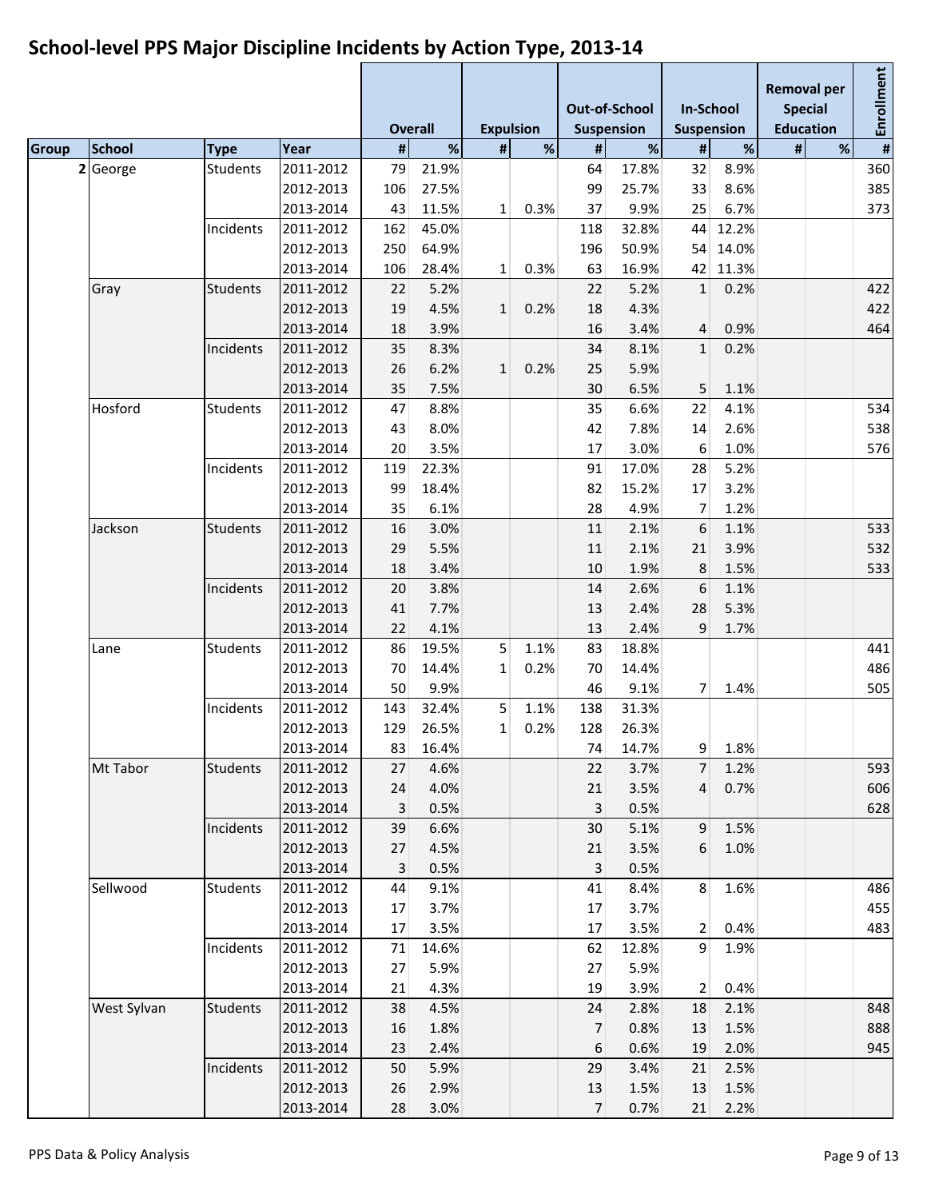## School-level PPS Major Discipline Incidents by Action Type, 2013-14

| | | | | Overall | | Expulsion | | Out-of-School Suspension | | In-School Suspension | | Removal per Special Education | | Enrollment |
|---|---|---|---|---|---|---|---|---|---|---|---|---|---|---|
| Group | School | Type | Year | # | % | # | % | # | % | # | % | # | % | # |
| 2 | George | Students | 2011-2012 | 79 | 21.9% | | | 64 | 17.8% | 32 | 8.9% | | | 360 |
| | | | 2012-2013 | 106 | 27.5% | | | 99 | 25.7% | 33 | 8.6% | | | 385 |
| | | | 2013-2014 | 43 | 11.5% | 1 | 0.3% | 37 | 9.9% | 25 | 6.7% | | | 373 |
| | | Incidents | 2011-2012 | 162 | 45.0% | | | 118 | 32.8% | 44 | 12.2% | | | |
| | | | 2012-2013 | 250 | 64.9% | | | 196 | 50.9% | 54 | 14.0% | | | |
| | | | 2013-2014 | 106 | 28.4% | 1 | 0.3% | 63 | 16.9% | 42 | 11.3% | | | |
| | Gray | Students | 2011-2012 | 22 | 5.2% | | | 22 | 5.2% | 1 | 0.2% | | | 422 |
| | | | 2012-2013 | 19 | 4.5% | 1 | 0.2% | 18 | 4.3% | | | | | 422 |
| | | | 2013-2014 | 18 | 3.9% | | | 16 | 3.4% | 4 | 0.9% | | | 464 |
| | | Incidents | 2011-2012 | 35 | 8.3% | | | 34 | 8.1% | 1 | 0.2% | | | |
| | | | 2012-2013 | 26 | 6.2% | 1 | 0.2% | 25 | 5.9% | | | | | |
| | | | 2013-2014 | 35 | 7.5% | | | 30 | 6.5% | 5 | 1.1% | | | |
| | Hosford | Students | 2011-2012 | 47 | 8.8% | | | 35 | 6.6% | 22 | 4.1% | | | 534 |
| | | | 2012-2013 | 43 | 8.0% | | | 42 | 7.8% | 14 | 2.6% | | | 538 |
| | | | 2013-2014 | 20 | 3.5% | | | 17 | 3.0% | 6 | 1.0% | | | 576 |
| | | Incidents | 2011-2012 | 119 | 22.3% | | | 91 | 17.0% | 28 | 5.2% | | | |
| | | | 2012-2013 | 99 | 18.4% | | | 82 | 15.2% | 17 | 3.2% | | | |
| | | | 2013-2014 | 35 | 6.1% | | | 28 | 4.9% | 7 | 1.2% | | | |
| | Jackson | Students | 2011-2012 | 16 | 3.0% | | | 11 | 2.1% | 6 | 1.1% | | | 533 |
| | | | 2012-2013 | 29 | 5.5% | | | 11 | 2.1% | 21 | 3.9% | | | 532 |
| | | | 2013-2014 | 18 | 3.4% | | | 10 | 1.9% | 8 | 1.5% | | | 533 |
| | | Incidents | 2011-2012 | 20 | 3.8% | | | 14 | 2.6% | 6 | 1.1% | | | |
| | | | 2012-2013 | 41 | 7.7% | | | 13 | 2.4% | 28 | 5.3% | | | |
| | | | 2013-2014 | 22 | 4.1% | | | 13 | 2.4% | 9 | 1.7% | | | |
| | Lane | Students | 2011-2012 | 86 | 19.5% | 5 | 1.1% | 83 | 18.8% | | | | | 441 |
| | | | 2012-2013 | 70 | 14.4% | 1 | 0.2% | 70 | 14.4% | | | | | 486 |
| | | | 2013-2014 | 50 | 9.9% | | | 46 | 9.1% | 7 | 1.4% | | | 505 |
| | | Incidents | 2011-2012 | 143 | 32.4% | 5 | 1.1% | 138 | 31.3% | | | | | |
| | | | 2012-2013 | 129 | 26.5% | 1 | 0.2% | 128 | 26.3% | | | | | |
| | | | 2013-2014 | 83 | 16.4% | | | 74 | 14.7% | 9 | 1.8% | | | |
| | Mt Tabor | Students | 2011-2012 | 27 | 4.6% | | | 22 | 3.7% | 7 | 1.2% | | | 593 |
| | | | 2012-2013 | 24 | 4.0% | | | 21 | 3.5% | 4 | 0.7% | | | 606 |
| | | | 2013-2014 | 3 | 0.5% | | | 3 | 0.5% | | | | | 628 |
| | | Incidents | 2011-2012 | 39 | 6.6% | | | 30 | 5.1% | 9 | 1.5% | | | |
| | | | 2012-2013 | 27 | 4.5% | | | 21 | 3.5% | 6 | 1.0% | | | |
| | | | 2013-2014 | 3 | 0.5% | | | 3 | 0.5% | | | | | |
| | Sellwood | Students | 2011-2012 | 44 | 9.1% | | | 41 | 8.4% | 8 | 1.6% | | | 486 |
| | | | 2012-2013 | 17 | 3.7% | | | 17 | 3.7% | | | | | 455 |
| | | | 2013-2014 | 17 | 3.5% | | | 17 | 3.5% | 2 | 0.4% | | | 483 |
| | | Incidents | 2011-2012 | 71 | 14.6% | | | 62 | 12.8% | 9 | 1.9% | | | |
| | | | 2012-2013 | 27 | 5.9% | | | 27 | 5.9% | | | | | |
| | | | 2013-2014 | 21 | 4.3% | | | 19 | 3.9% | 2 | 0.4% | | | |
| | West Sylvan | Students | 2011-2012 | 38 | 4.5% | | | 24 | 2.8% | 18 | 2.1% | | | 848 |
| | | | 2012-2013 | 16 | 1.8% | | | 7 | 0.8% | 13 | 1.5% | | | 888 |
| | | | 2013-2014 | 23 | 2.4% | | | 6 | 0.6% | 19 | 2.0% | | | 945 |
| | | Incidents | 2011-2012 | 50 | 5.9% | | | 29 | 3.4% | 21 | 2.5% | | | |
| | | | 2012-2013 | 26 | 2.9% | | | 13 | 1.5% | 13 | 1.5% | | | |
| | | | 2013-2014 | 28 | 3.0% | | | 7 | 0.7% | 21 | 2.2% | | | |

PPS Data & Policy Analysis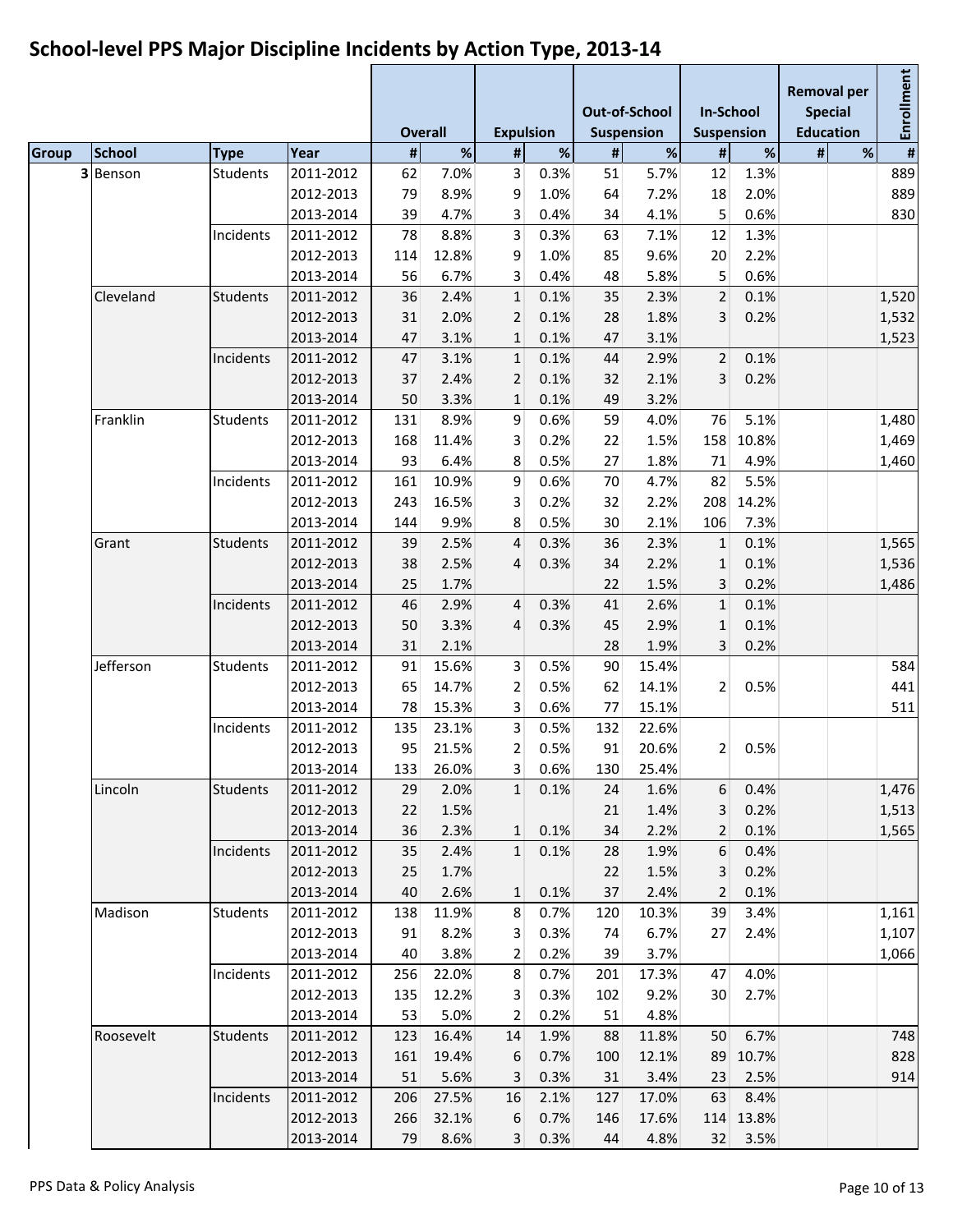# School-level PPS Major Discipline Incidents by Action Type, 2013-14

| | | | | Overall | | Expulsion | | Out-of-School Suspension | | In-School Suspension | | Removal per Special Education | | Enrollment |
|---|---|---|---|---|---|---|---|---|---|---|---|---|---|---|
| Group | School | Type | Year | # | % | # | % | # | % | # | % | # | % | # |
| 3 | Benson | Students | 2011-2012 | 62 | 7.0% | 3 | 0.3% | 51 | 5.7% | 12 | 1.3% | | | 889 |
| | | | 2012-2013 | 79 | 8.9% | 9 | 1.0% | 64 | 7.2% | 18 | 2.0% | | | 889 |
| | | | 2013-2014 | 39 | 4.7% | 3 | 0.4% | 34 | 4.1% | 5 | 0.6% | | | 830 |
| | | Incidents | 2011-2012 | 78 | 8.8% | 3 | 0.3% | 63 | 7.1% | 12 | 1.3% | | | |
| | | | 2012-2013 | 114 | 12.8% | 9 | 1.0% | 85 | 9.6% | 20 | 2.2% | | | |
| | | | 2013-2014 | 56 | 6.7% | 3 | 0.4% | 48 | 5.8% | 5 | 0.6% | | | |
| | Cleveland | Students | 2011-2012 | 36 | 2.4% | 1 | 0.1% | 35 | 2.3% | 2 | 0.1% | | | 1,520 |
| | | | 2012-2013 | 31 | 2.0% | 2 | 0.1% | 28 | 1.8% | 3 | 0.2% | | | 1,532 |
| | | | 2013-2014 | 47 | 3.1% | 1 | 0.1% | 47 | 3.1% | | | | | 1,523 |
| | | Incidents | 2011-2012 | 47 | 3.1% | 1 | 0.1% | 44 | 2.9% | 2 | 0.1% | | | |
| | | | 2012-2013 | 37 | 2.4% | 2 | 0.1% | 32 | 2.1% | 3 | 0.2% | | | |
| | | | 2013-2014 | 50 | 3.3% | 1 | 0.1% | 49 | 3.2% | | | | | |
| | Franklin | Students | 2011-2012 | 131 | 8.9% | 9 | 0.6% | 59 | 4.0% | 76 | 5.1% | | | 1,480 |
| | | | 2012-2013 | 168 | 11.4% | 3 | 0.2% | 22 | 1.5% | 158 | 10.8% | | | 1,469 |
| | | | 2013-2014 | 93 | 6.4% | 8 | 0.5% | 27 | 1.8% | 71 | 4.9% | | | 1,460 |
| | | Incidents | 2011-2012 | 161 | 10.9% | 9 | 0.6% | 70 | 4.7% | 82 | 5.5% | | | |
| | | | 2012-2013 | 243 | 16.5% | 3 | 0.2% | 32 | 2.2% | 208 | 14.2% | | | |
| | | | 2013-2014 | 144 | 9.9% | 8 | 0.5% | 30 | 2.1% | 106 | 7.3% | | | |
| | Grant | Students | 2011-2012 | 39 | 2.5% | 4 | 0.3% | 36 | 2.3% | 1 | 0.1% | | | 1,565 |
| | | | 2012-2013 | 38 | 2.5% | 4 | 0.3% | 34 | 2.2% | 1 | 0.1% | | | 1,536 |
| | | | 2013-2014 | 25 | 1.7% | | | 22 | 1.5% | 3 | 0.2% | | | 1,486 |
| | | Incidents | 2011-2012 | 46 | 2.9% | 4 | 0.3% | 41 | 2.6% | 1 | 0.1% | | | |
| | | | 2012-2013 | 50 | 3.3% | 4 | 0.3% | 45 | 2.9% | 1 | 0.1% | | | |
| | | | 2013-2014 | 31 | 2.1% | | | 28 | 1.9% | 3 | 0.2% | | | |
| | Jefferson | Students | 2011-2012 | 91 | 15.6% | 3 | 0.5% | 90 | 15.4% | | | | | 584 |
| | | | 2012-2013 | 65 | 14.7% | 2 | 0.5% | 62 | 14.1% | 2 | 0.5% | | | 441 |
| | | | 2013-2014 | 78 | 15.3% | 3 | 0.6% | 77 | 15.1% | | | | | 511 |
| | | Incidents | 2011-2012 | 135 | 23.1% | 3 | 0.5% | 132 | 22.6% | | | | | |
| | | | 2012-2013 | 95 | 21.5% | 2 | 0.5% | 91 | 20.6% | 2 | 0.5% | | | |
| | | | 2013-2014 | 133 | 26.0% | 3 | 0.6% | 130 | 25.4% | | | | | |
| | Lincoln | Students | 2011-2012 | 29 | 2.0% | 1 | 0.1% | 24 | 1.6% | 6 | 0.4% | | | 1,476 |
| | | | 2012-2013 | 22 | 1.5% | | | 21 | 1.4% | 3 | 0.2% | | | 1,513 |
| | | | 2013-2014 | 36 | 2.3% | 1 | 0.1% | 34 | 2.2% | 2 | 0.1% | | | 1,565 |
| | | Incidents | 2011-2012 | 35 | 2.4% | 1 | 0.1% | 28 | 1.9% | 6 | 0.4% | | | |
| | | | 2012-2013 | 25 | 1.7% | | | 22 | 1.5% | 3 | 0.2% | | | |
| | | | 2013-2014 | 40 | 2.6% | 1 | 0.1% | 37 | 2.4% | 2 | 0.1% | | | |
| | Madison | Students | 2011-2012 | 138 | 11.9% | 8 | 0.7% | 120 | 10.3% | 39 | 3.4% | | | 1,161 |
| | | | 2012-2013 | 91 | 8.2% | 3 | 0.3% | 74 | 6.7% | 27 | 2.4% | | | 1,107 |
| | | | 2013-2014 | 40 | 3.8% | 2 | 0.2% | 39 | 3.7% | | | | | 1,066 |
| | | Incidents | 2011-2012 | 256 | 22.0% | 8 | 0.7% | 201 | 17.3% | 47 | 4.0% | | | |
| | | | 2012-2013 | 135 | 12.2% | 3 | 0.3% | 102 | 9.2% | 30 | 2.7% | | | |
| | | | 2013-2014 | 53 | 5.0% | 2 | 0.2% | 51 | 4.8% | | | | | |
| | Roosevelt | Students | 2011-2012 | 123 | 16.4% | 14 | 1.9% | 88 | 11.8% | 50 | 6.7% | | | 748 |
| | | | 2012-2013 | 161 | 19.4% | 6 | 0.7% | 100 | 12.1% | 89 | 10.7% | | | 828 |
| | | | 2013-2014 | 51 | 5.6% | 3 | 0.3% | 31 | 3.4% | 23 | 2.5% | | | 914 |
| | | Incidents | 2011-2012 | 206 | 27.5% | 16 | 2.1% | 127 | 17.0% | 63 | 8.4% | | | |
| | | | 2012-2013 | 266 | 32.1% | 6 | 0.7% | 146 | 17.6% | 114 | 13.8% | | | |
| | | | 2013-2014 | 79 | 8.6% | 3 | 0.3% | 44 | 4.8% | 32 | 3.5% | | | |

PPS Data & Policy Analysis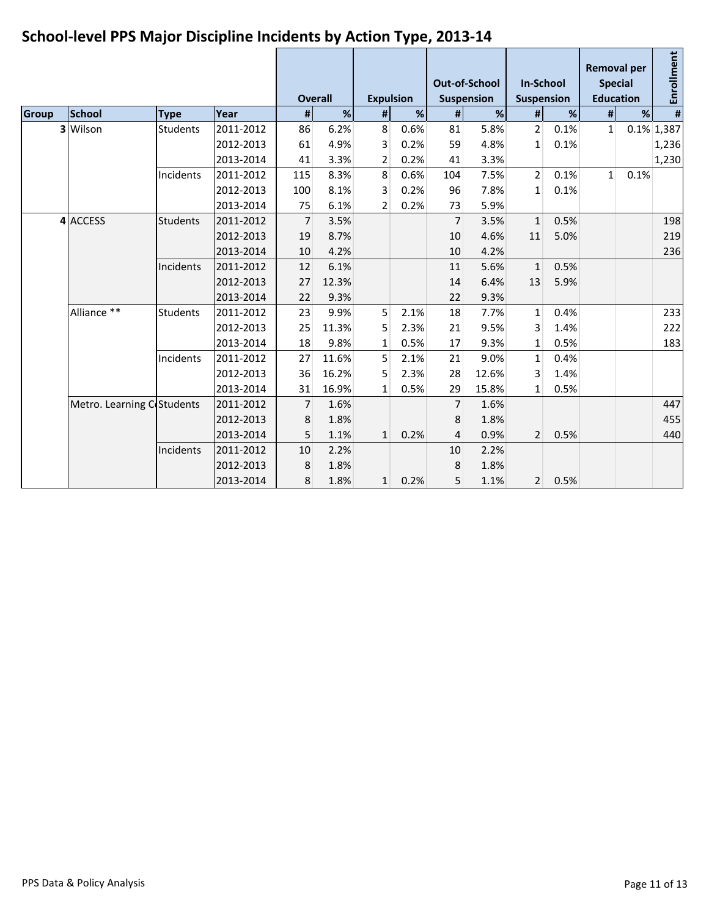# School-level PPS Major Discipline Incidents by Action Type, 2013-14

| | | | | Overall | | Expulsion | | Out-of-School Suspension | | In-School Suspension | | Removal per Special Education | | Enrollment |
|---|---|---|---|---|---|---|---|---|---|---|---|---|---|---|
| Group | School | Type | Year | # | % | # | % | # | % | # | % | # | % | # |
| 3 | Wilson | Students | 2011-2012 | 86 | 6.2% | 8 | 0.6% | 81 | 5.8% | 2 | 0.1% | 1 | 0.1% | 1,387 |
| | | | 2012-2013 | 61 | 4.9% | 3 | 0.2% | 59 | 4.8% | 1 | 0.1% | | | 1,236 |
| | | | 2013-2014 | 41 | 3.3% | 2 | 0.2% | 41 | 3.3% | | | | | 1,230 |
| | | Incidents | 2011-2012 | 115 | 8.3% | 8 | 0.6% | 104 | 7.5% | 2 | 0.1% | 1 | 0.1% | |
| | | | 2012-2013 | 100 | 8.1% | 3 | 0.2% | 96 | 7.8% | 1 | 0.1% | | | |
| | | | 2013-2014 | 75 | 6.1% | 2 | 0.2% | 73 | 5.9% | | | | | |
| 4 | ACCESS | Students | 2011-2012 | 7 | 3.5% | | | 7 | 3.5% | 1 | 0.5% | | | 198 |
| | | | 2012-2013 | 19 | 8.7% | | | 10 | 4.6% | 11 | 5.0% | | | 219 |
| | | | 2013-2014 | 10 | 4.2% | | | 10 | 4.2% | | | | | 236 |
| | | Incidents | 2011-2012 | 12 | 6.1% | | | 11 | 5.6% | 1 | 0.5% | | | |
| | | | 2012-2013 | 27 | 12.3% | | | 14 | 6.4% | 13 | 5.9% | | | |
| | | | 2013-2014 | 22 | 9.3% | | | 22 | 9.3% | | | | | |
| | Alliance ** | Students | 2011-2012 | 23 | 9.9% | 5 | 2.1% | 18 | 7.7% | 1 | 0.4% | | | 233 |
| | | | 2012-2013 | 25 | 11.3% | 5 | 2.3% | 21 | 9.5% | 3 | 1.4% | | | 222 |
| | | | 2013-2014 | 18 | 9.8% | 1 | 0.5% | 17 | 9.3% | 1 | 0.5% | | | 183 |
| | | Incidents | 2011-2012 | 27 | 11.6% | 5 | 2.1% | 21 | 9.0% | 1 | 0.4% | | | |
| | | | 2012-2013 | 36 | 16.2% | 5 | 2.3% | 28 | 12.6% | 3 | 1.4% | | | |
| | | | 2013-2014 | 31 | 16.9% | 1 | 0.5% | 29 | 15.8% | 1 | 0.5% | | | |
| | Metro. Learning C | Students | 2011-2012 | 7 | 1.6% | | | 7 | 1.6% | | | | | 447 |
| | | | 2012-2013 | 8 | 1.8% | | | 8 | 1.8% | | | | | 455 |
| | | | 2013-2014 | 5 | 1.1% | 1 | 0.2% | 4 | 0.9% | 2 | 0.5% | | | 440 |
| | | Incidents | 2011-2012 | 10 | 2.2% | | | 10 | 2.2% | | | | | |
| | | | 2012-2013 | 8 | 1.8% | | | 8 | 1.8% | | | | | |
| | | | 2013-2014 | 8 | 1.8% | 1 | 0.2% | 5 | 1.1% | 2 | 0.5% | | | |

PPS Data & Policy Analysis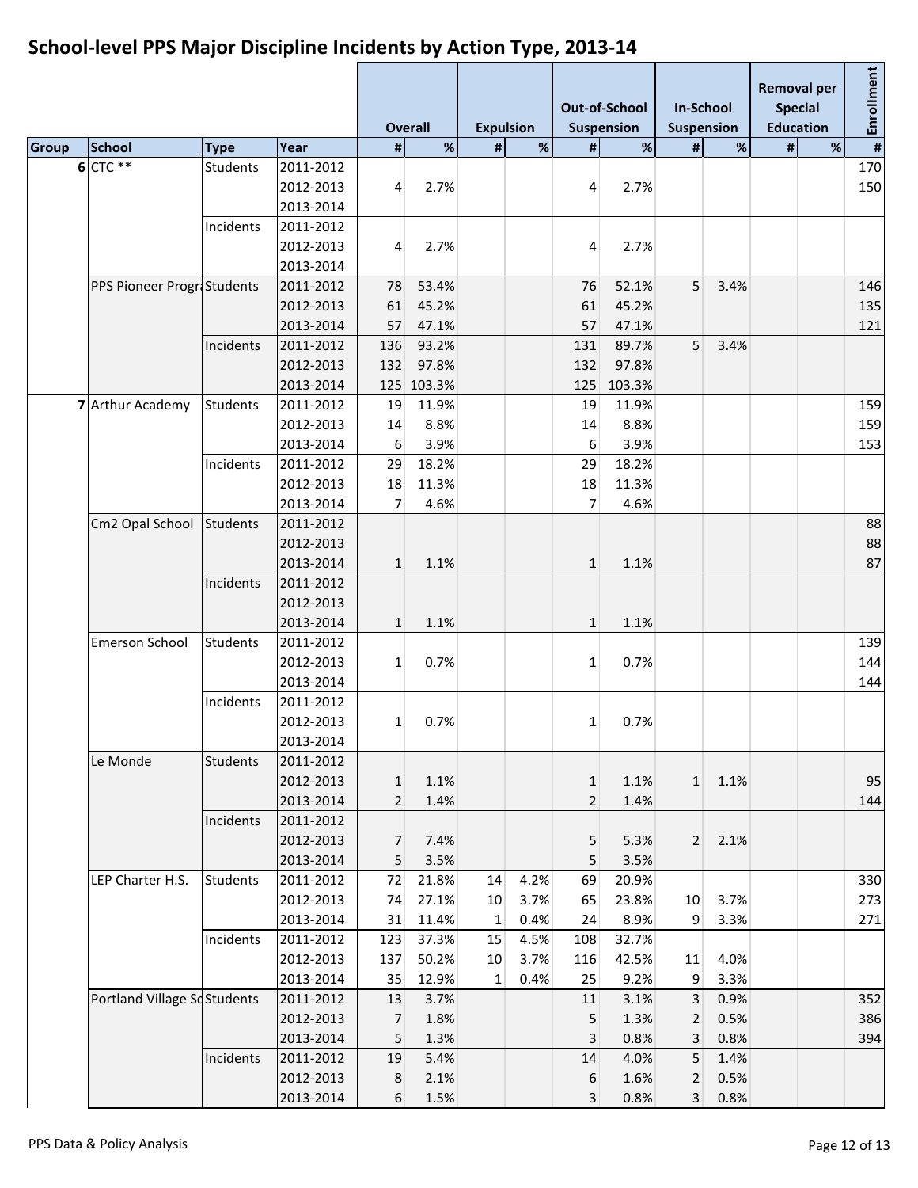## School-level PPS Major Discipline Incidents by Action Type, 2013-14

| | | | | Overall | | Expulsion | | Out-of-School Suspension | | In-School Suspension | | Removal per Special Education | | Enrollment |
|---|---|---|---|---|---|---|---|---|---|---|---|---|---|---|
| Group | School | Type | Year | # | % | # | % | # | % | # | % | # | % | # |
| 6 | CTC ** | Students | 2011-2012 | | | | | | | | | | | 170 |
| | | | 2012-2013 | 4 | 2.7% | | | 4 | 2.7% | | | | | 150 |
| | | | 2013-2014 | | | | | | | | | | | |
| | | Incidents | 2011-2012 | | | | | | | | | | | |
| | | | 2012-2013 | 4 | 2.7% | | | 4 | 2.7% | | | | | |
| | | | 2013-2014 | | | | | | | | | | | |
| | PPS Pioneer Progra | Students | 2011-2012 | 78 | 53.4% | | | 76 | 52.1% | 5 | 3.4% | | | 146 |
| | | | 2012-2013 | 61 | 45.2% | | | 61 | 45.2% | | | | | 135 |
| | | | 2013-2014 | 57 | 47.1% | | | 57 | 47.1% | | | | | 121 |
| | | Incidents | 2011-2012 | 136 | 93.2% | | | 131 | 89.7% | 5 | 3.4% | | | |
| | | | 2012-2013 | 132 | 97.8% | | | 132 | 97.8% | | | | | |
| | | | 2013-2014 | 125 | 103.3% | | | 125 | 103.3% | | | | | |
| 7 | Arthur Academy | Students | 2011-2012 | 19 | 11.9% | | | 19 | 11.9% | | | | | 159 |
| | | | 2012-2013 | 14 | 8.8% | | | 14 | 8.8% | | | | | 159 |
| | | | 2013-2014 | 6 | 3.9% | | | 6 | 3.9% | | | | | 153 |
| | | Incidents | 2011-2012 | 29 | 18.2% | | | 29 | 18.2% | | | | | |
| | | | 2012-2013 | 18 | 11.3% | | | 18 | 11.3% | | | | | |
| | | | 2013-2014 | 7 | 4.6% | | | 7 | 4.6% | | | | | |
| | Cm2 Opal School | Students | 2011-2012 | | | | | | | | | | | 88 |
| | | | 2012-2013 | | | | | | | | | | | 88 |
| | | | 2013-2014 | 1 | 1.1% | | | 1 | 1.1% | | | | | 87 |
| | | Incidents | 2011-2012 | | | | | | | | | | | |
| | | | 2012-2013 | | | | | | | | | | | |
| | | | 2013-2014 | 1 | 1.1% | | | 1 | 1.1% | | | | | |
| | Emerson School | Students | 2011-2012 | | | | | | | | | | | 139 |
| | | | 2012-2013 | 1 | 0.7% | | | 1 | 0.7% | | | | | 144 |
| | | | 2013-2014 | | | | | | | | | | | 144 |
| | | Incidents | 2011-2012 | | | | | | | | | | | |
| | | | 2012-2013 | 1 | 0.7% | | | 1 | 0.7% | | | | | |
| | | | 2013-2014 | | | | | | | | | | | |
| | Le Monde | Students | 2011-2012 | | | | | | | | | | | |
| | | | 2012-2013 | 1 | 1.1% | | | 1 | 1.1% | 1 | 1.1% | | | 95 |
| | | | 2013-2014 | 2 | 1.4% | | | 2 | 1.4% | | | | | 144 |
| | | Incidents | 2011-2012 | | | | | | | | | | | |
| | | | 2012-2013 | 7 | 7.4% | | | 5 | 5.3% | 2 | 2.1% | | | |
| | | | 2013-2014 | 5 | 3.5% | | | 5 | 3.5% | | | | | |
| | LEP Charter H.S. | Students | 2011-2012 | 72 | 21.8% | 14 | 4.2% | 69 | 20.9% | | | | | 330 |
| | | | 2012-2013 | 74 | 27.1% | 10 | 3.7% | 65 | 23.8% | 10 | 3.7% | | | 273 |
| | | | 2013-2014 | 31 | 11.4% | 1 | 0.4% | 24 | 8.9% | 9 | 3.3% | | | 271 |
| | | Incidents | 2011-2012 | 123 | 37.3% | 15 | 4.5% | 108 | 32.7% | | | | | |
| | | | 2012-2013 | 137 | 50.2% | 10 | 3.7% | 116 | 42.5% | 11 | 4.0% | | | |
| | | | 2013-2014 | 35 | 12.9% | 1 | 0.4% | 25 | 9.2% | 9 | 3.3% | | | |
| | Portland Village Sc | Students | 2011-2012 | 13 | 3.7% | | | 11 | 3.1% | 3 | 0.9% | | | 352 |
| | | | 2012-2013 | 7 | 1.8% | | | 5 | 1.3% | 2 | 0.5% | | | 386 |
| | | | 2013-2014 | 5 | 1.3% | | | 3 | 0.8% | 3 | 0.8% | | | 394 |
| | | Incidents | 2011-2012 | 19 | 5.4% | | | 14 | 4.0% | 5 | 1.4% | | | |
| | | | 2012-2013 | 8 | 2.1% | | | 6 | 1.6% | 2 | 0.5% | | | |
| | | | 2013-2014 | 6 | 1.5% | | | 3 | 0.8% | 3 | 0.8% | | | |

PPS Data & Policy Analysis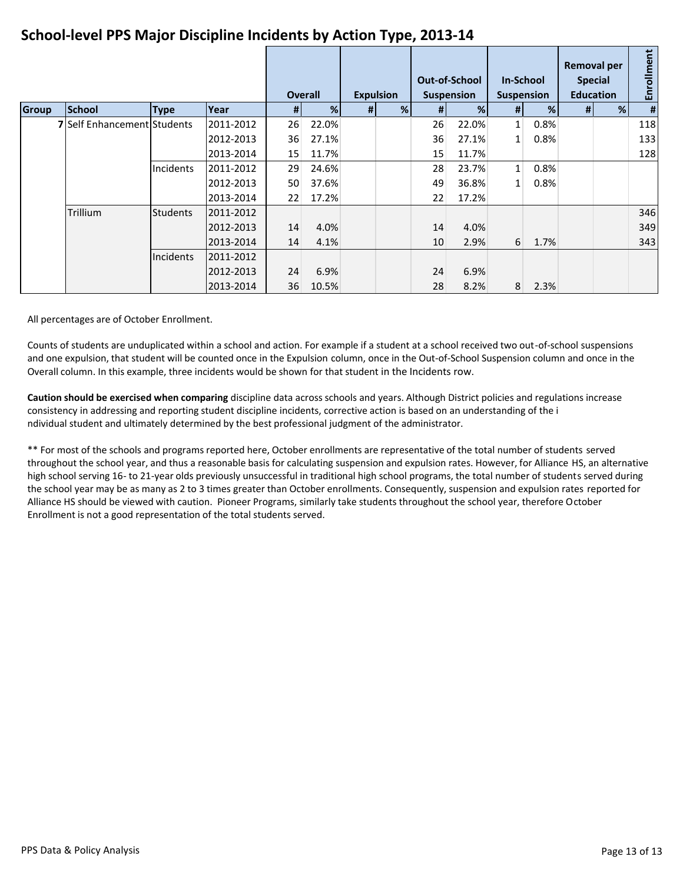## School-level PPS Major Discipline Incidents by Action Type, 2013-14

| | | | | Overall | | Expulsion | | Out-of-School Suspension | | In-School Suspension | | Removal per Special Education | | Enrollment |
|---|---|---|---|---|---|---|---|---|---|---|---|---|---|---|
| Group | School | Type | Year | # | % | # | % | # | % | # | % | # | % | # |
| 7 | Self Enhancement | Students | 2011-2012 | 26 | 22.0% | | | 26 | 22.0% | 1 | 0.8% | | | 118 |
| | | | 2012-2013 | 36 | 27.1% | | | 36 | 27.1% | 1 | 0.8% | | | 133 |
| | | | 2013-2014 | 15 | 11.7% | | | 15 | 11.7% | | | | | 128 |
| | | Incidents | 2011-2012 | 29 | 24.6% | | | 28 | 23.7% | 1 | 0.8% | | | |
| | | | 2012-2013 | 50 | 37.6% | | | 49 | 36.8% | 1 | 0.8% | | | |
| | | | 2013-2014 | 22 | 17.2% | | | 22 | 17.2% | | | | | |
| | Trillium | Students | 2011-2012 | | | | | | | | | | | 346 |
| | | | 2012-2013 | 14 | 4.0% | | | 14 | 4.0% | | | | | 349 |
| | | | 2013-2014 | 14 | 4.1% | | | 10 | 2.9% | 6 | 1.7% | | | 343 |
| | | Incidents | 2011-2012 | | | | | | | | | | | |
| | | | 2012-2013 | 24 | 6.9% | | | 24 | 6.9% | | | | | |
| | | | 2013-2014 | 36 | 10.5% | | | 28 | 8.2% | 8 | 2.3% | | | |

All percentages are of October Enrollment.

Counts of students are unduplicated within a school and action. For example if a student at a school received two out-of-school suspensions and one expulsion, that student will be counted once in the Expulsion column, once in the Out-of-School Suspension column and once in the Overall column. In this example, three incidents would be shown for that student in the Incidents row.

**Caution should be exercised when comparing** discipline data across schools and years. Although District policies and regulations increase consistency in addressing and reporting student discipline incidents, corrective action is based on an understanding of the individual student and ultimately determined by the best professional judgment of the administrator.

** For most of the schools and programs reported here, October enrollments are representative of the total number of students served throughout the school year, and thus a reasonable basis for calculating suspension and expulsion rates. However, for Alliance HS, an alternative high school serving 16- to 21-year olds previously unsuccessful in traditional high school programs, the total number of students served during the school year may be as many as 2 to 3 times greater than October enrollments. Consequently, suspension and expulsion rates reported for Alliance HS should be viewed with caution. Pioneer Programs, similarly take students throughout the school year, therefore October Enrollment is not a good representation of the total students served.